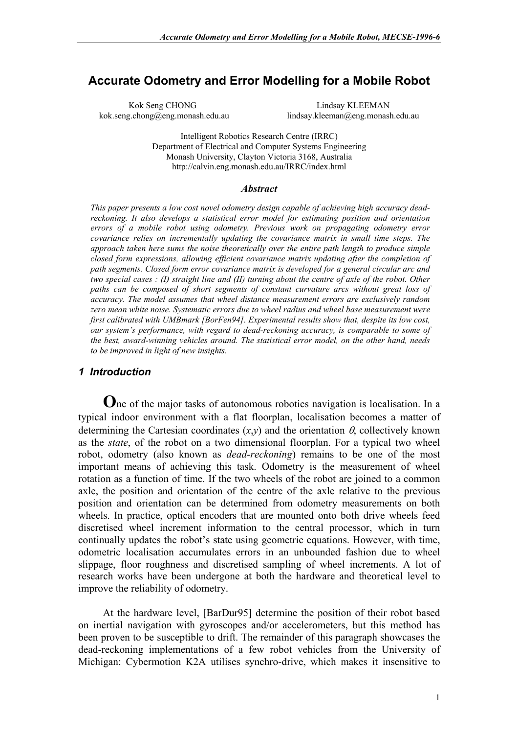# Accurate Odometry and Error Modelling for a Mobile Robot

Kok Seng CHONG
kok.seng.chong@eng.monash.edu.au

Lindsay KLEEMAN
lindsay.kleeman@eng.monash.edu.au

Intelligent Robotics Research Centre (IRRC)
Department of Electrical and Computer Systems Engineering
Monash University, Clayton Victoria 3168, Australia
http://calvin.eng.monash.edu.au/IRRC/index.html

### *Abstract*

*This paper presents a low cost novel odometry design capable of achieving high accuracy dead-reckoning. It also develops a statistical error model for estimating position and orientation errors of a mobile robot using odometry. Previous work on propagating odometry error covariance relies on incrementally updating the covariance matrix in small time steps. The approach taken here sums the noise theoretically over the entire path length to produce simple closed form expressions, allowing efficient covariance matrix updating after the completion of path segments. Closed form error covariance matrix is developed for a general circular arc and two special cases : (I) straight line and (II) turning about the centre of axle of the robot. Other paths can be composed of short segments of constant curvature arcs without great loss of accuracy. The model assumes that wheel distance measurement errors are exclusively random zero mean white noise. Systematic errors due to wheel radius and wheel base measurement were first calibrated with UMBmark [BorFen94]. Experimental results show that, despite its low cost, our system's performance, with regard to dead-reckoning accuracy, is comparable to some of the best, award-winning vehicles around. The statistical error model, on the other hand, needs to be improved in light of new insights.*

## *1 Introduction*

One of the major tasks of autonomous robotics navigation is localisation. In a typical indoor environment with a flat floorplan, localisation becomes a matter of determining the Cartesian coordinates ($x$,$y$) and the orientation $\theta$, collectively known as the *state*, of the robot on a two dimensional floorplan. For a typical two wheel robot, odometry (also known as *dead-reckoning*) remains to be one of the most important means of achieving this task. Odometry is the measurement of wheel rotation as a function of time. If the two wheels of the robot are joined to a common axle, the position and orientation of the centre of the axle relative to the previous position and orientation can be determined from odometry measurements on both wheels. In practice, optical encoders that are mounted onto both drive wheels feed discretised wheel increment information to the central processor, which in turn continually updates the robot's state using geometric equations. However, with time, odometric localisation accumulates errors in an unbounded fashion due to wheel slippage, floor roughness and discretised sampling of wheel increments. A lot of research works have been undergone at both the hardware and theoretical level to improve the reliability of odometry.

At the hardware level, [BarDur95] determine the position of their robot based on inertial navigation with gyroscopes and/or accelerometers, but this method has been proven to be susceptible to drift. The remainder of this paragraph showcases the dead-reckoning implementations of a few robot vehicles from the University of Michigan: Cybermotion K2A utilises synchro-drive, which makes it insensitive to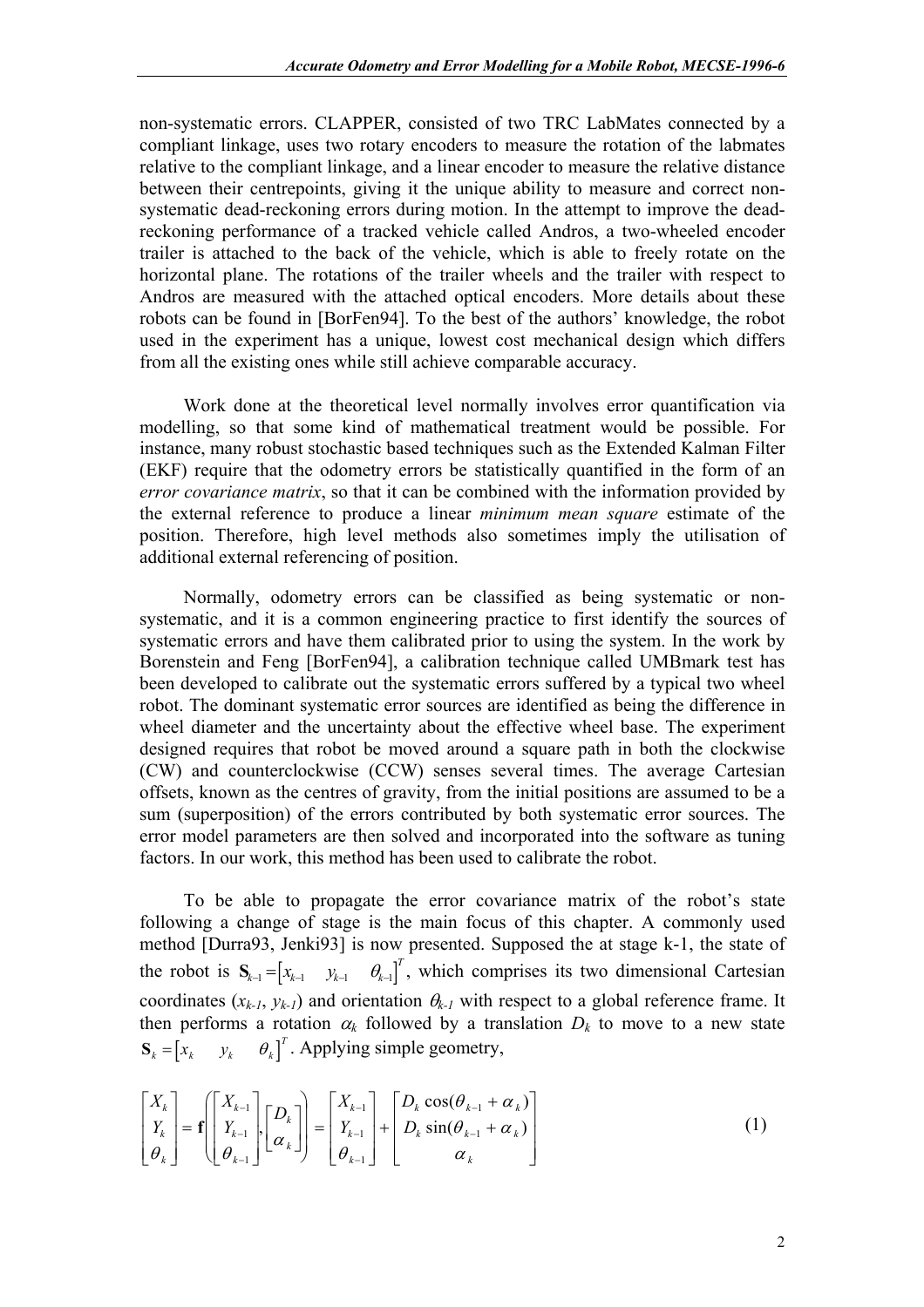non-systematic errors. CLAPPER, consisted of two TRC LabMates connected by a compliant linkage, uses two rotary encoders to measure the rotation of the labmates relative to the compliant linkage, and a linear encoder to measure the relative distance between their centrepoints, giving it the unique ability to measure and correct non-systematic dead-reckoning errors during motion. In the attempt to improve the dead-reckoning performance of a tracked vehicle called Andros, a two-wheeled encoder trailer is attached to the back of the vehicle, which is able to freely rotate on the horizontal plane. The rotations of the trailer wheels and the trailer with respect to Andros are measured with the attached optical encoders. More details about these robots can be found in [BorFen94]. To the best of the authors' knowledge, the robot used in the experiment has a unique, lowest cost mechanical design which differs from all the existing ones while still achieve comparable accuracy.

Work done at the theoretical level normally involves error quantification via modelling, so that some kind of mathematical treatment would be possible. For instance, many robust stochastic based techniques such as the Extended Kalman Filter (EKF) require that the odometry errors be statistically quantified in the form of an *error covariance matrix*, so that it can be combined with the information provided by the external reference to produce a linear *minimum mean square* estimate of the position. Therefore, high level methods also sometimes imply the utilisation of additional external referencing of position.

Normally, odometry errors can be classified as being systematic or non-systematic, and it is a common engineering practice to first identify the sources of systematic errors and have them calibrated prior to using the system. In the work by Borenstein and Feng [BorFen94], a calibration technique called UMBmark test has been developed to calibrate out the systematic errors suffered by a typical two wheel robot. The dominant systematic error sources are identified as being the difference in wheel diameter and the uncertainty about the effective wheel base. The experiment designed requires that robot be moved around a square path in both the clockwise (CW) and counterclockwise (CCW) senses several times. The average Cartesian offsets, known as the centres of gravity, from the initial positions are assumed to be a sum (superposition) of the errors contributed by both systematic error sources. The error model parameters are then solved and incorporated into the software as tuning factors. In our work, this method has been used to calibrate the robot.

To be able to propagate the error covariance matrix of the robot's state following a change of stage is the main focus of this chapter. A commonly used method [Durra93, Jenki93] is now presented. Supposed the at stage k-1, the state of the robot is $\mathbf{S}_{k-1} = \begin{bmatrix} x_{k-1} & y_{k-1} & \theta_{k-1} \end{bmatrix}^T$, which comprises its two dimensional Cartesian coordinates ($x_{k-1}$, $y_{k-1}$) and orientation $\theta_{k-1}$ with respect to a global reference frame. It then performs a rotation $\alpha_k$ followed by a translation $D_k$ to move to a new state $\mathbf{S}_k = \begin{bmatrix} x_k & y_k & \theta_k \end{bmatrix}^T$. Applying simple geometry,

$$
\begin{bmatrix} X_k \\ Y_k \\ \theta_k \end{bmatrix} = \mathbf{f}\left( \begin{bmatrix} X_{k-1} \\ Y_{k-1} \\ \theta_{k-1} \end{bmatrix}, \begin{bmatrix} D_k \\ \alpha_k \end{bmatrix} \right) = \begin{bmatrix} X_{k-1} \\ Y_{k-1} \\ \theta_{k-1} \end{bmatrix} + \begin{bmatrix} D_k \cos(\theta_{k-1} + \alpha_k) \\ D_k \sin(\theta_{k-1} + \alpha_k) \\ \alpha_k \end{bmatrix} \tag{1}
$$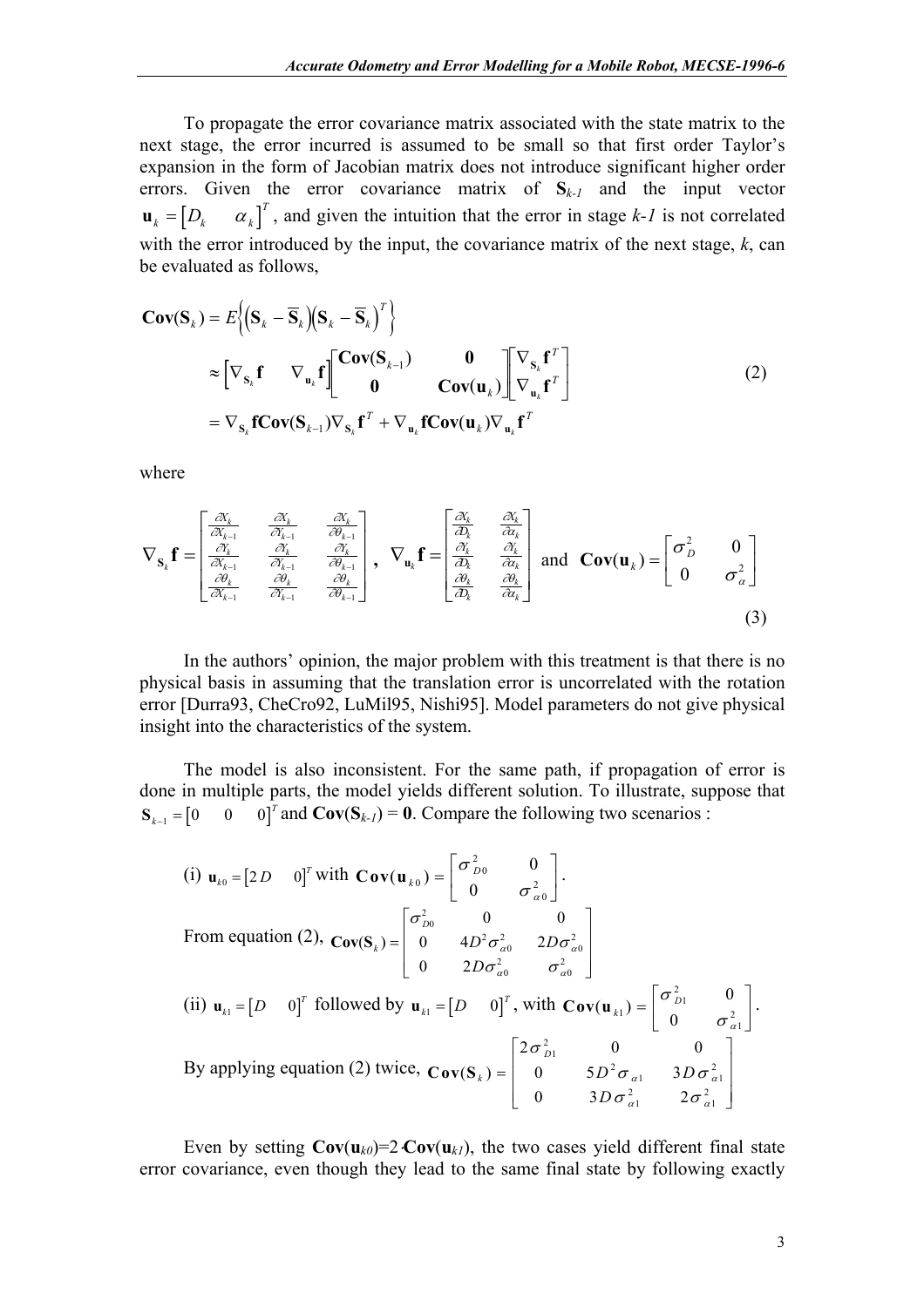To propagate the error covariance matrix associated with the state matrix to the next stage, the error incurred is assumed to be small so that first order Taylor's expansion in the form of Jacobian matrix does not introduce significant higher order errors. Given the error covariance matrix of $\mathbf{S}_{k-1}$ and the input vector $\mathbf{u}_k = \begin{bmatrix} D_k & \alpha_k \end{bmatrix}^T$, and given the intuition that the error in stage *k-1* is not correlated with the error introduced by the input, the covariance matrix of the next stage, *k*, can be evaluated as follows,

$$
\begin{aligned}
\mathbf{Cov}(\mathbf{S}_k) &= E\left\{\left(\mathbf{S}_k - \overline{\mathbf{S}}_k\right)\left(\mathbf{S}_k - \overline{\mathbf{S}}_k\right)^T\right\} \\
&\approx \begin{bmatrix} \nabla_{\mathbf{S}_k}\mathbf{f} & \nabla_{\mathbf{u}_k}\mathbf{f} \end{bmatrix} \begin{bmatrix} \mathbf{Cov}(\mathbf{S}_{k-1}) & \mathbf{0} \\ \mathbf{0} & \mathbf{Cov}(\mathbf{u}_k) \end{bmatrix} \begin{bmatrix} \nabla_{\mathbf{S}_k}\mathbf{f}^T \\ \nabla_{\mathbf{u}_k}\mathbf{f}^T \end{bmatrix} \\
&= \nabla_{\mathbf{S}_k}\mathbf{f}\,\mathbf{Cov}(\mathbf{S}_{k-1})\nabla_{\mathbf{S}_k}\mathbf{f}^T + \nabla_{\mathbf{u}_k}\mathbf{f}\,\mathbf{Cov}(\mathbf{u}_k)\nabla_{\mathbf{u}_k}\mathbf{f}^T
\end{aligned}
\tag{2}
$$

where

$$
\nabla_{\mathbf{S}_k}\mathbf{f} = \begin{bmatrix} \frac{\partial X_k}{\partial X_{k-1}} & \frac{\partial X_k}{\partial Y_{k-1}} & \frac{\partial X_k}{\partial \theta_{k-1}} \\ \frac{\partial Y_k}{\partial X_{k-1}} & \frac{\partial Y_k}{\partial Y_{k-1}} & \frac{\partial Y_k}{\partial \theta_{k-1}} \\ \frac{\partial \theta_k}{\partial X_{k-1}} & \frac{\partial \theta_k}{\partial Y_{k-1}} & \frac{\partial \theta_k}{\partial \theta_{k-1}} \end{bmatrix}, \quad \nabla_{\mathbf{u}_k}\mathbf{f} = \begin{bmatrix} \frac{\partial X_k}{\partial D_k} & \frac{\partial X_k}{\partial \alpha_k} \\ \frac{\partial Y_k}{\partial D_k} & \frac{\partial Y_k}{\partial \alpha_k} \\ \frac{\partial \theta_k}{\partial D_k} & \frac{\partial \theta_k}{\partial \alpha_k} \end{bmatrix} \text{ and } \mathbf{Cov}(\mathbf{u}_k) = \begin{bmatrix} \sigma_D^2 & 0 \\ 0 & \sigma_\alpha^2 \end{bmatrix}
\tag{3}
$$

In the authors' opinion, the major problem with this treatment is that there is no physical basis in assuming that the translation error is uncorrelated with the rotation error [Durra93, CheCro92, LuMil95, Nishi95]. Model parameters do not give physical insight into the characteristics of the system.

The model is also inconsistent. For the same path, if propagation of error is done in multiple parts, the model yields different solution. To illustrate, suppose that $\mathbf{S}_{k-1} = \begin{bmatrix} 0 & 0 & 0 \end{bmatrix}^T$ and $\mathbf{Cov}(\mathbf{S}_{k-1}) = \mathbf{0}$. Compare the following two scenarios :

(i) $\mathbf{u}_{k0} = \begin{bmatrix} 2D & 0 \end{bmatrix}^T$ with $\mathbf{Cov}(\mathbf{u}_{k0}) = \begin{bmatrix} \sigma_{D0}^2 & 0 \\ 0 & \sigma_{\alpha 0}^2 \end{bmatrix}$.

From equation (2), $\mathbf{Cov}(\mathbf{S}_k) = \begin{bmatrix} \sigma_{D0}^2 & 0 & 0 \\ 0 & 4D^2\sigma_{\alpha 0}^2 & 2D\sigma_{\alpha 0}^2 \\ 0 & 2D\sigma_{\alpha 0}^2 & \sigma_{\alpha 0}^2 \end{bmatrix}$

(ii) $\mathbf{u}_{k1} = \begin{bmatrix} D & 0 \end{bmatrix}^T$ followed by $\mathbf{u}_{k1} = \begin{bmatrix} D & 0 \end{bmatrix}^T$, with $\mathbf{Cov}(\mathbf{u}_{k1}) = \begin{bmatrix} \sigma_{D1}^2 & 0 \\ 0 & \sigma_{\alpha 1}^2 \end{bmatrix}$.

By applying equation (2) twice, $\mathbf{Cov}(\mathbf{S}_k) = \begin{bmatrix} 2\sigma_{D1}^2 & 0 & 0 \\ 0 & 5D^2\sigma_{\alpha 1}^2 & 3D\sigma_{\alpha 1}^2 \\ 0 & 3D\sigma_{\alpha 1}^2 & 2\sigma_{\alpha 1}^2 \end{bmatrix}$

Even by setting $\mathbf{Cov}(\mathbf{u}_{k0}) = 2\cdot\mathbf{Cov}(\mathbf{u}_{k1})$, the two cases yield different final state error covariance, even though they lead to the same final state by following exactly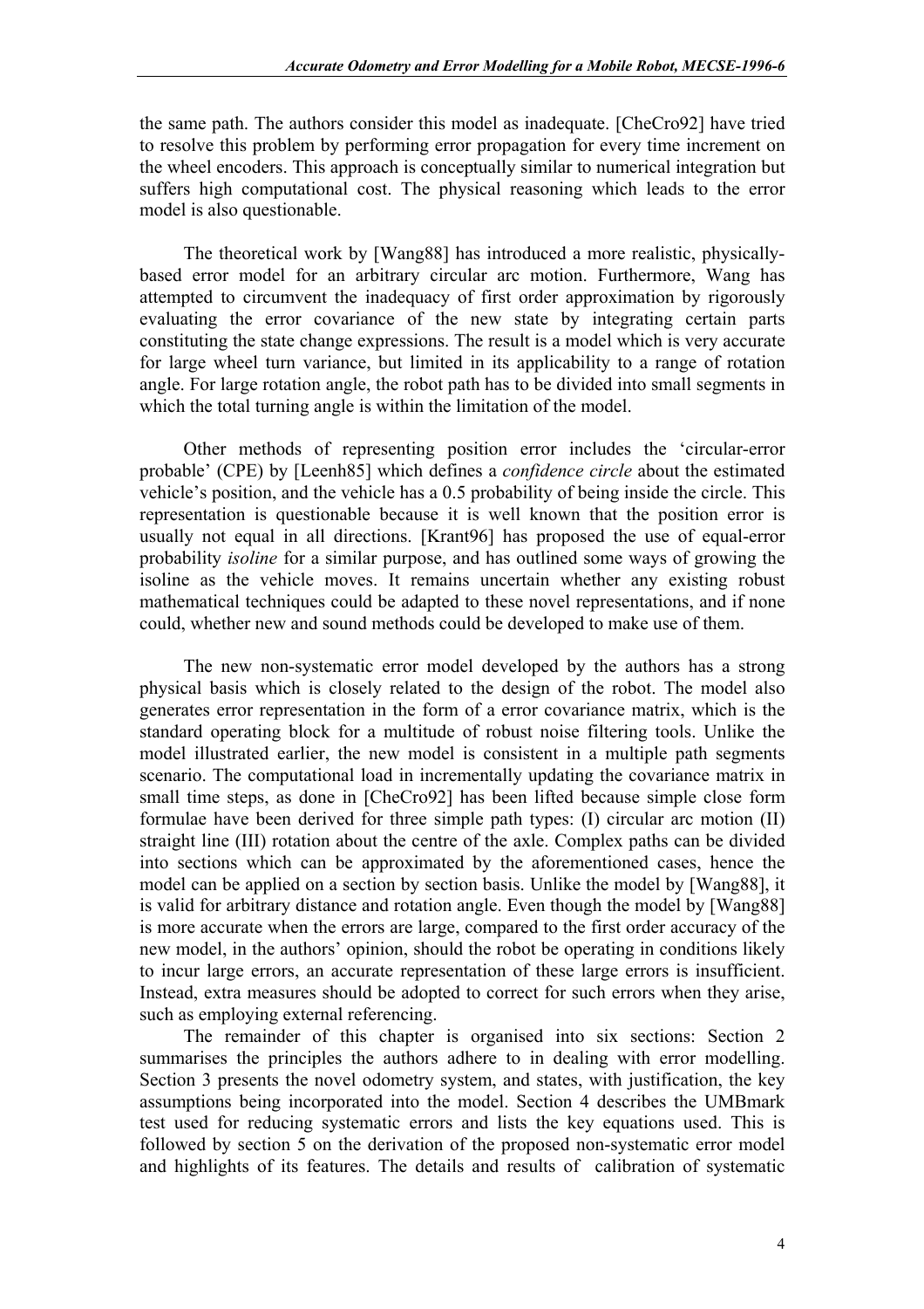the same path. The authors consider this model as inadequate. [CheCro92] have tried to resolve this problem by performing error propagation for every time increment on the wheel encoders. This approach is conceptually similar to numerical integration but suffers high computational cost. The physical reasoning which leads to the error model is also questionable.

The theoretical work by [Wang88] has introduced a more realistic, physically-based error model for an arbitrary circular arc motion. Furthermore, Wang has attempted to circumvent the inadequacy of first order approximation by rigorously evaluating the error covariance of the new state by integrating certain parts constituting the state change expressions. The result is a model which is very accurate for large wheel turn variance, but limited in its applicability to a range of rotation angle. For large rotation angle, the robot path has to be divided into small segments in which the total turning angle is within the limitation of the model.

Other methods of representing position error includes the 'circular-error probable' (CPE) by [Leenh85] which defines a *confidence circle* about the estimated vehicle's position, and the vehicle has a 0.5 probability of being inside the circle. This representation is questionable because it is well known that the position error is usually not equal in all directions. [Krant96] has proposed the use of equal-error probability *isoline* for a similar purpose, and has outlined some ways of growing the isoline as the vehicle moves. It remains uncertain whether any existing robust mathematical techniques could be adapted to these novel representations, and if none could, whether new and sound methods could be developed to make use of them.

The new non-systematic error model developed by the authors has a strong physical basis which is closely related to the design of the robot. The model also generates error representation in the form of a error covariance matrix, which is the standard operating block for a multitude of robust noise filtering tools. Unlike the model illustrated earlier, the new model is consistent in a multiple path segments scenario. The computational load in incrementally updating the covariance matrix in small time steps, as done in [CheCro92] has been lifted because simple close form formulae have been derived for three simple path types: (I) circular arc motion (II) straight line (III) rotation about the centre of the axle. Complex paths can be divided into sections which can be approximated by the aforementioned cases, hence the model can be applied on a section by section basis. Unlike the model by [Wang88], it is valid for arbitrary distance and rotation angle. Even though the model by [Wang88] is more accurate when the errors are large, compared to the first order accuracy of the new model, in the authors' opinion, should the robot be operating in conditions likely to incur large errors, an accurate representation of these large errors is insufficient. Instead, extra measures should be adopted to correct for such errors when they arise, such as employing external referencing.

The remainder of this chapter is organised into six sections: Section 2 summarises the principles the authors adhere to in dealing with error modelling. Section 3 presents the novel odometry system, and states, with justification, the key assumptions being incorporated into the model. Section 4 describes the UMBmark test used for reducing systematic errors and lists the key equations used. This is followed by section 5 on the derivation of the proposed non-systematic error model and highlights of its features. The details and results of calibration of systematic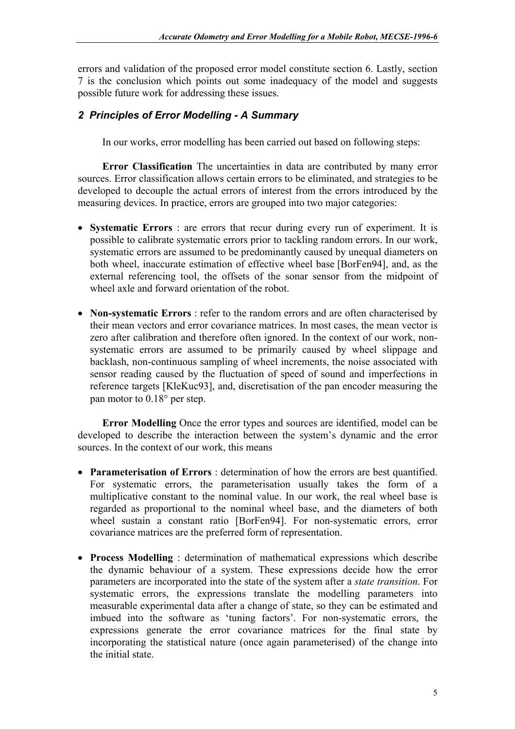errors and validation of the proposed error model constitute section 6. Lastly, section 7 is the conclusion which points out some inadequacy of the model and suggests possible future work for addressing these issues.

## *2 Principles of Error Modelling - A Summary*

In our works, error modelling has been carried out based on following steps:

**Error Classification** The uncertainties in data are contributed by many error sources. Error classification allows certain errors to be eliminated, and strategies to be developed to decouple the actual errors of interest from the errors introduced by the measuring devices. In practice, errors are grouped into two major categories:

- **Systematic Errors** : are errors that recur during every run of experiment. It is possible to calibrate systematic errors prior to tackling random errors. In our work, systematic errors are assumed to be predominantly caused by unequal diameters on both wheel, inaccurate estimation of effective wheel base [BorFen94], and, as the external referencing tool, the offsets of the sonar sensor from the midpoint of wheel axle and forward orientation of the robot.

- **Non-systematic Errors** : refer to the random errors and are often characterised by their mean vectors and error covariance matrices. In most cases, the mean vector is zero after calibration and therefore often ignored. In the context of our work, non-systematic errors are assumed to be primarily caused by wheel slippage and backlash, non-continuous sampling of wheel increments, the noise associated with sensor reading caused by the fluctuation of speed of sound and imperfections in reference targets [KleKuc93], and, discretisation of the pan encoder measuring the pan motor to 0.18° per step.

**Error Modelling** Once the error types and sources are identified, model can be developed to describe the interaction between the system's dynamic and the error sources. In the context of our work, this means

- **Parameterisation of Errors** : determination of how the errors are best quantified. For systematic errors, the parameterisation usually takes the form of a multiplicative constant to the nominal value. In our work, the real wheel base is regarded as proportional to the nominal wheel base, and the diameters of both wheel sustain a constant ratio [BorFen94]. For non-systematic errors, error covariance matrices are the preferred form of representation.

- **Process Modelling** : determination of mathematical expressions which describe the dynamic behaviour of a system. These expressions decide how the error parameters are incorporated into the state of the system after a *state transition*. For systematic errors, the expressions translate the modelling parameters into measurable experimental data after a change of state, so they can be estimated and imbued into the software as 'tuning factors'. For non-systematic errors, the expressions generate the error covariance matrices for the final state by incorporating the statistical nature (once again parameterised) of the change into the initial state.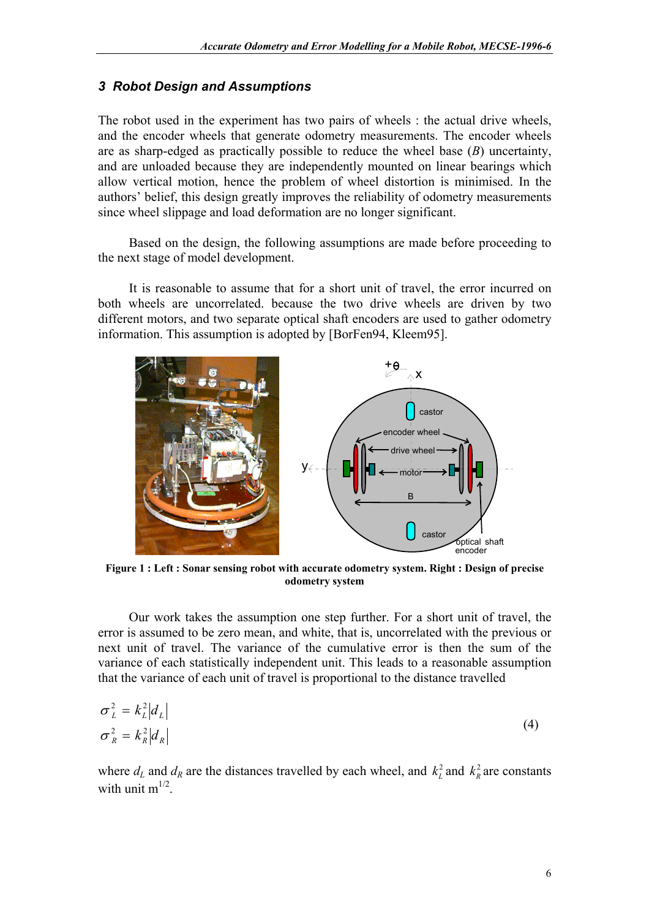## 3 Robot Design and Assumptions

The robot used in the experiment has two pairs of wheels : the actual drive wheels, and the encoder wheels that generate odometry measurements. The encoder wheels are as sharp-edged as practically possible to reduce the wheel base ($B$) uncertainty, and are unloaded because they are independently mounted on linear bearings which allow vertical motion, hence the problem of wheel distortion is minimised. In the authors' belief, this design greatly improves the reliability of odometry measurements since wheel slippage and load deformation are no longer significant.

Based on the design, the following assumptions are made before proceeding to the next stage of model development.

It is reasonable to assume that for a short unit of travel, the error incurred on both wheels are uncorrelated. because the two drive wheels are driven by two different motors, and two separate optical shaft encoders are used to gather odometry information. This assumption is adopted by [BorFen94, Kleem95].

**Figure 1 : Left : Sonar sensing robot with accurate odometry system. Right : Design of precise odometry system**

Our work takes the assumption one step further. For a short unit of travel, the error is assumed to be zero mean, and white, that is, uncorrelated with the previous or next unit of travel. The variance of the cumulative error is then the sum of the variance of each statistically independent unit. This leads to a reasonable assumption that the variance of each unit of travel is proportional to the distance travelled

$$
\begin{aligned}
\sigma_L^2 &= k_L^2 |d_L| \\
\sigma_R^2 &= k_R^2 |d_R|
\end{aligned}
\tag{4}
$$

where $d_L$ and $d_R$ are the distances travelled by each wheel, and $k_L^2$ and $k_R^2$ are constants with unit $m^{1/2}$.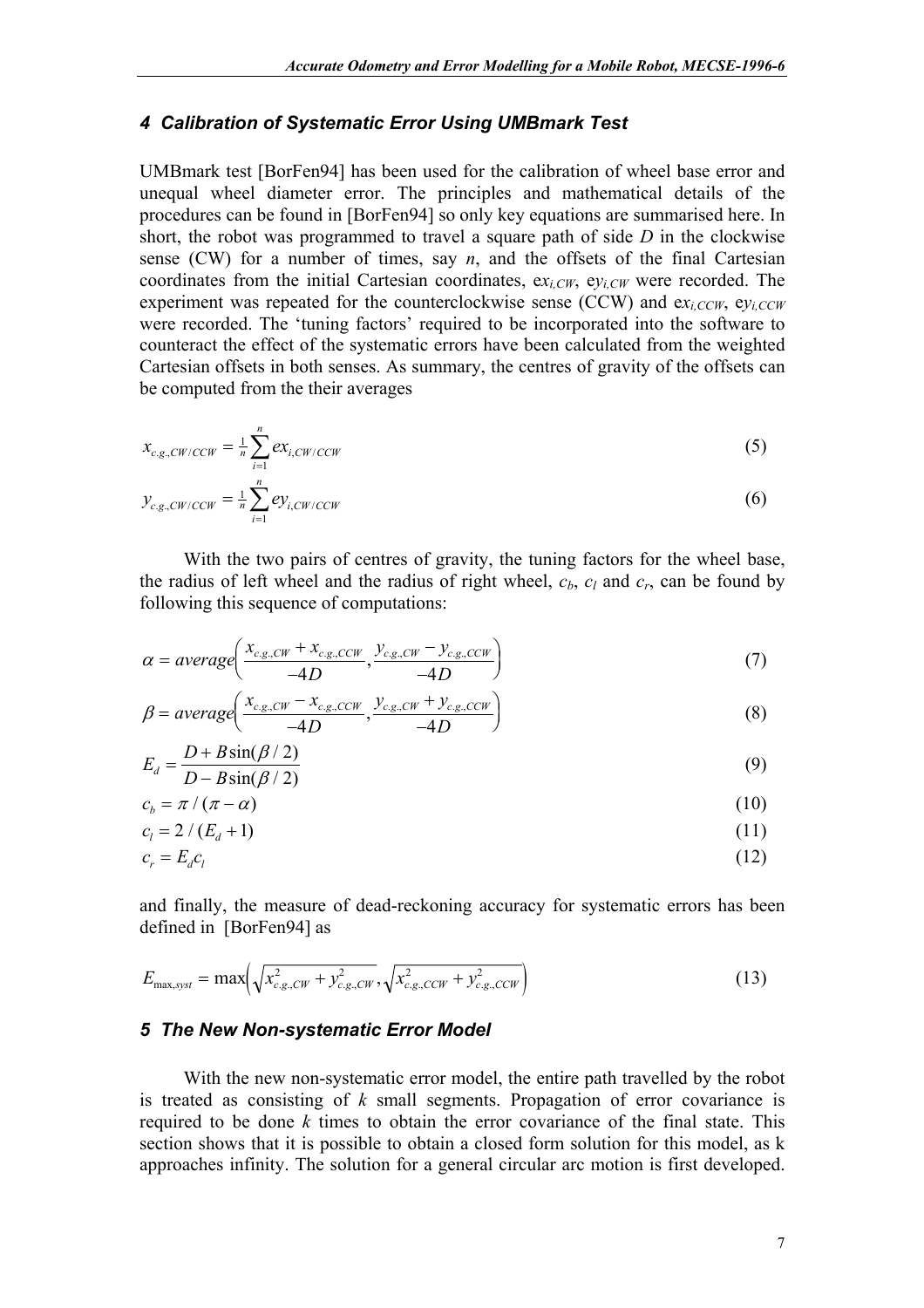### *4 Calibration of Systematic Error Using UMBmark Test*

UMBmark test [BorFen94] has been used for the calibration of wheel base error and unequal wheel diameter error. The principles and mathematical details of the procedures can be found in [BorFen94] so only key equations are summarised here. In short, the robot was programmed to travel a square path of side $D$ in the clockwise sense (CW) for a number of times, say $n$, and the offsets of the final Cartesian coordinates from the initial Cartesian coordinates, $ex_{i,CW}$, $ey_{i,CW}$ were recorded. The experiment was repeated for the counterclockwise sense (CCW) and $ex_{i,CCW}$, $ey_{i,CCW}$ were recorded. The 'tuning factors' required to be incorporated into the software to counteract the effect of the systematic errors have been calculated from the weighted Cartesian offsets in both senses. As summary, the centres of gravity of the offsets can be computed from the their averages

$$x_{c.g.,CW/CCW} = \tfrac{1}{n}\sum_{i=1}^{n} ex_{i,CW/CCW} \tag{5}$$

$$y_{c.g.,CW/CCW} = \tfrac{1}{n}\sum_{i=1}^{n} ey_{i,CW/CCW} \tag{6}$$

With the two pairs of centres of gravity, the tuning factors for the wheel base, the radius of left wheel and the radius of right wheel, $c_b$, $c_l$ and $c_r$, can be found by following this sequence of computations:

$$\alpha = average\left(\frac{x_{c.g.,CW} + x_{c.g.,CCW}}{-4D}, \frac{y_{c.g.,CW} - y_{c.g.,CCW}}{-4D}\right) \tag{7}$$

$$\beta = average\left(\frac{x_{c.g.,CW} - x_{c.g.,CCW}}{-4D}, \frac{y_{c.g.,CW} + y_{c.g.,CCW}}{-4D}\right) \tag{8}$$

$$E_d = \frac{D + B\sin(\beta/2)}{D - B\sin(\beta/2)} \tag{9}$$

$$c_b = \pi / (\pi - \alpha) \tag{10}$$

$$c_l = 2 / (E_d + 1) \tag{11}$$

$$c_r = E_d c_l \tag{12}$$

and finally, the measure of dead-reckoning accuracy for systematic errors has been defined in [BorFen94] as

$$E_{\max,syst} = \max\left(\sqrt{x^2_{c.g.,CW} + y^2_{c.g.,CW}}, \sqrt{x^2_{c.g.,CCW} + y^2_{c.g.,CCW}}\right) \tag{13}$$

### *5 The New Non-systematic Error Model*

With the new non-systematic error model, the entire path travelled by the robot is treated as consisting of $k$ small segments. Propagation of error covariance is required to be done $k$ times to obtain the error covariance of the final state. This section shows that it is possible to obtain a closed form solution for this model, as k approaches infinity. The solution for a general circular arc motion is first developed.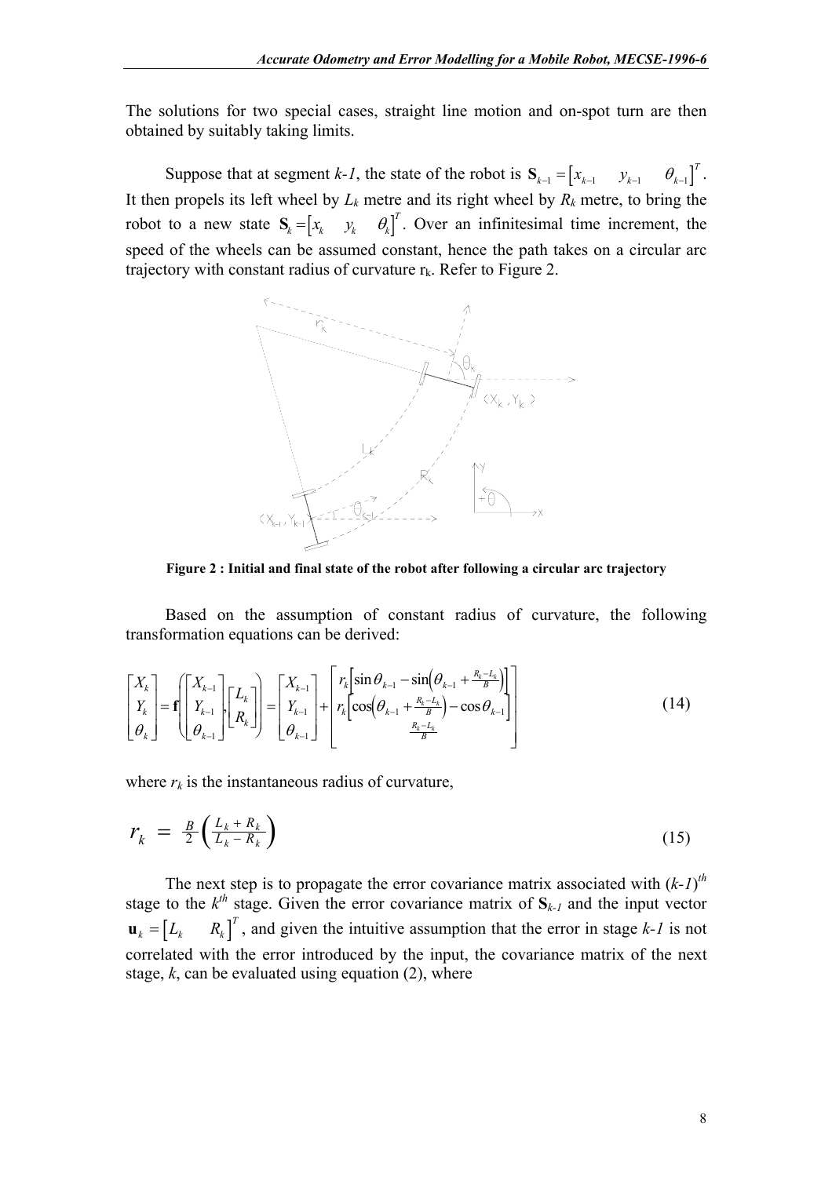The solutions for two special cases, straight line motion and on-spot turn are then obtained by suitably taking limits.

Suppose that at segment *k-1*, the state of the robot is $\mathbf{S}_{k-1} = \begin{bmatrix} x_{k-1} & y_{k-1} & \theta_{k-1} \end{bmatrix}^T$. It then propels its left wheel by $L_k$ metre and its right wheel by $R_k$ metre, to bring the robot to a new state $\mathbf{S}_k = \begin{bmatrix} x_k & y_k & \theta_k \end{bmatrix}^T$. Over an infinitesimal time increment, the speed of the wheels can be assumed constant, hence the path takes on a circular arc trajectory with constant radius of curvature $r_k$. Refer to Figure 2.

**Figure 2 : Initial and final state of the robot after following a circular arc trajectory**

Based on the assumption of constant radius of curvature, the following transformation equations can be derived:

$$
\begin{bmatrix} X_k \\ Y_k \\ \theta_k \end{bmatrix} = \mathbf{f}\left( \begin{bmatrix} X_{k-1} \\ Y_{k-1} \\ \theta_{k-1} \end{bmatrix}, \begin{bmatrix} L_k \\ R_k \end{bmatrix} \right) = \begin{bmatrix} X_{k-1} \\ Y_{k-1} \\ \theta_{k-1} \end{bmatrix} + \begin{bmatrix} r_k \left[ \sin\theta_{k-1} - \sin\left( \theta_{k-1} + \frac{R_k - L_k}{B} \right) \right] \\ r_k \left[ \cos\left( \theta_{k-1} + \frac{R_k - L_k}{B} \right) - \cos\theta_{k-1} \right] \\ \frac{R_k - L_k}{B} \end{bmatrix} \tag{14}
$$

where $r_k$ is the instantaneous radius of curvature,

$$
r_k = \frac{B}{2} \left( \frac{L_k + R_k}{L_k - R_k} \right) \tag{15}
$$

The next step is to propagate the error covariance matrix associated with $(k\text{-}1)^{th}$ stage to the $k^{th}$ stage. Given the error covariance matrix of $\mathbf{S}_{k-1}$ and the input vector $\mathbf{u}_k = \begin{bmatrix} L_k & R_k \end{bmatrix}^T$, and given the intuitive assumption that the error in stage *k-1* is not correlated with the error introduced by the input, the covariance matrix of the next stage, *k*, can be evaluated using equation (2), where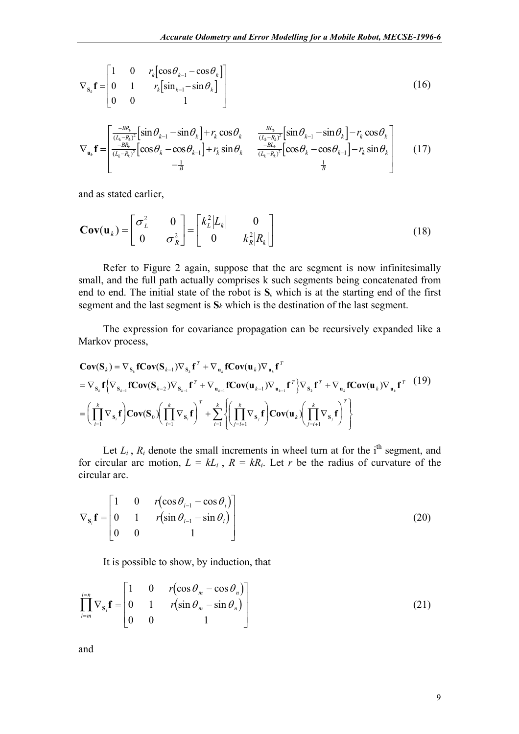$$\nabla_{\mathbf{S}_k}\mathbf{f} = \begin{bmatrix} 1 & 0 & r_k\left[\cos\theta_{k-1} - \cos\theta_k\right] \\ 0 & 1 & r_k\left[\sin_{k-1} - \sin\theta_k\right] \\ 0 & 0 & 1 \end{bmatrix} \tag{16}$$

$$\nabla_{\mathbf{u}_k}\mathbf{f} = \begin{bmatrix} \frac{-BR_k}{(L_k-R_k)^2}\left[\sin\theta_{k-1} - \sin\theta_k\right] + r_k\cos\theta_k & \frac{BL_k}{(L_k-R_k)^2}\left[\sin\theta_{k-1} - \sin\theta_k\right] - r_k\cos\theta_k \\ \frac{-BR_k}{(L_k-R_k)^2}\left[\cos\theta_k - \cos\theta_{k-1}\right] + r_k\sin\theta_k & \frac{-BL_k}{(L_k-R_k)^2}\left[\cos\theta_k - \cos\theta_{k-1}\right] - r_k\sin\theta_k \\ -\frac{1}{B} & \frac{1}{B} \end{bmatrix} \tag{17}$$

and as stated earlier,

$$\mathbf{Cov}(\mathbf{u}_k) = \begin{bmatrix} \sigma_L^2 & 0 \\ 0 & \sigma_R^2 \end{bmatrix} = \begin{bmatrix} k_L^2|L_k| & 0 \\ 0 & k_R^2|R_k| \end{bmatrix} \tag{18}$$

Refer to Figure 2 again, suppose that the arc segment is now infinitesimally small, and the full path actually comprises k such segments being concatenated from end to end. The initial state of the robot is $\mathbf{S}_0$ which is at the starting end of the first segment and the last segment is $\mathbf{S}_k$ which is the destination of the last segment.

The expression for covariance propagation can be recursively expanded like a Markov process,

$$\begin{aligned}
\mathbf{Cov}(\mathbf{S}_k) &= \nabla_{\mathbf{S}_k}\mathbf{f}\mathbf{Cov}(\mathbf{S}_{k-1})\nabla_{\mathbf{S}_k}\mathbf{f}^T + \nabla_{\mathbf{u}_k}\mathbf{f}\mathbf{Cov}(\mathbf{u}_k)\nabla_{\mathbf{u}_k}\mathbf{f}^T \\
&= \nabla_{\mathbf{S}_k}\mathbf{f}\left\{\nabla_{\mathbf{S}_{k-1}}\mathbf{f}\mathbf{Cov}(\mathbf{S}_{k-2})\nabla_{\mathbf{S}_{k-1}}\mathbf{f}^T + \nabla_{\mathbf{u}_{k-1}}\mathbf{f}\mathbf{Cov}(\mathbf{u}_{k-1})\nabla_{\mathbf{u}_{k-1}}\mathbf{f}^T\right\}\nabla_{\mathbf{S}_k}\mathbf{f}^T + \nabla_{\mathbf{u}_k}\mathbf{f}\mathbf{Cov}(\mathbf{u}_k)\nabla_{\mathbf{u}_k}\mathbf{f}^T \\
&= \left(\prod_{i=1}^{k}\nabla_{\mathbf{S}_i}\mathbf{f}\right)\mathbf{Cov}(\mathbf{S}_0)\left(\prod_{i=1}^{k}\nabla_{\mathbf{S}_i}\mathbf{f}\right)^T + \sum_{i=1}^{k}\left\{\left(\prod_{j=i+1}^{k}\nabla_{\mathbf{S}_j}\mathbf{f}\right)\mathbf{Cov}(\mathbf{u}_k)\left(\prod_{j=i+1}^{k}\nabla_{\mathbf{S}_j}\mathbf{f}\right)^T\right\}
\end{aligned} \tag{19}$$

Let $L_i$, $R_i$ denote the small increments in wheel turn at for the i[th] segment, and for circular arc motion, $L = kL_i$, $R = kR_i$. Let $r$ be the radius of curvature of the circular arc.

$$\nabla_{\mathbf{S}_i}\mathbf{f} = \begin{bmatrix} 1 & 0 & r\left(\cos\theta_{i-1} - \cos\theta_i\right) \\ 0 & 1 & r\left(\sin\theta_{i-1} - \sin\theta_i\right) \\ 0 & 0 & 1 \end{bmatrix} \tag{20}$$

It is possible to show, by induction, that

$$\prod_{i=m}^{i=n}\nabla_{\mathbf{S}_i}\mathbf{f} = \begin{bmatrix} 1 & 0 & r\left(\cos\theta_m - \cos\theta_n\right) \\ 0 & 1 & r\left(\sin\theta_m - \sin\theta_n\right) \\ 0 & 0 & 1 \end{bmatrix} \tag{21}$$

and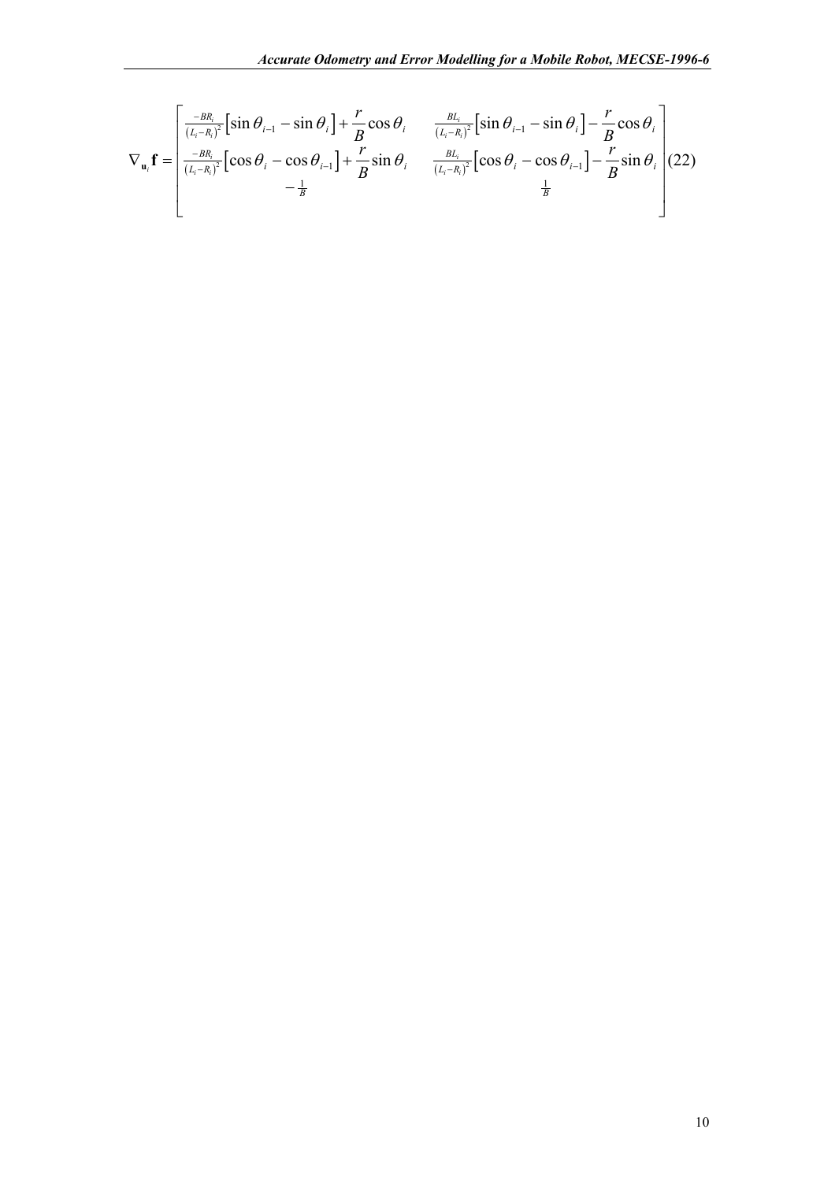$$\nabla_{\mathbf{u}_i}\mathbf{f} = \begin{bmatrix} \frac{-BR_i}{(L_i-R_i)^2}\left[\sin\theta_{i-1} - \sin\theta_i\right] + \frac{r}{B}\cos\theta_i & \frac{BL_i}{(L_i-R_i)^2}\left[\sin\theta_{i-1} - \sin\theta_i\right] - \frac{r}{B}\cos\theta_i \\ \frac{-BR_i}{(L_i-R_i)^2}\left[\cos\theta_i - \cos\theta_{i-1}\right] + \frac{r}{B}\sin\theta_i & \frac{BL_i}{(L_i-R_i)^2}\left[\cos\theta_i - \cos\theta_{i-1}\right] - \frac{r}{B}\sin\theta_i \\ -\frac{1}{B} & \frac{1}{B} \end{bmatrix} \quad (22)$$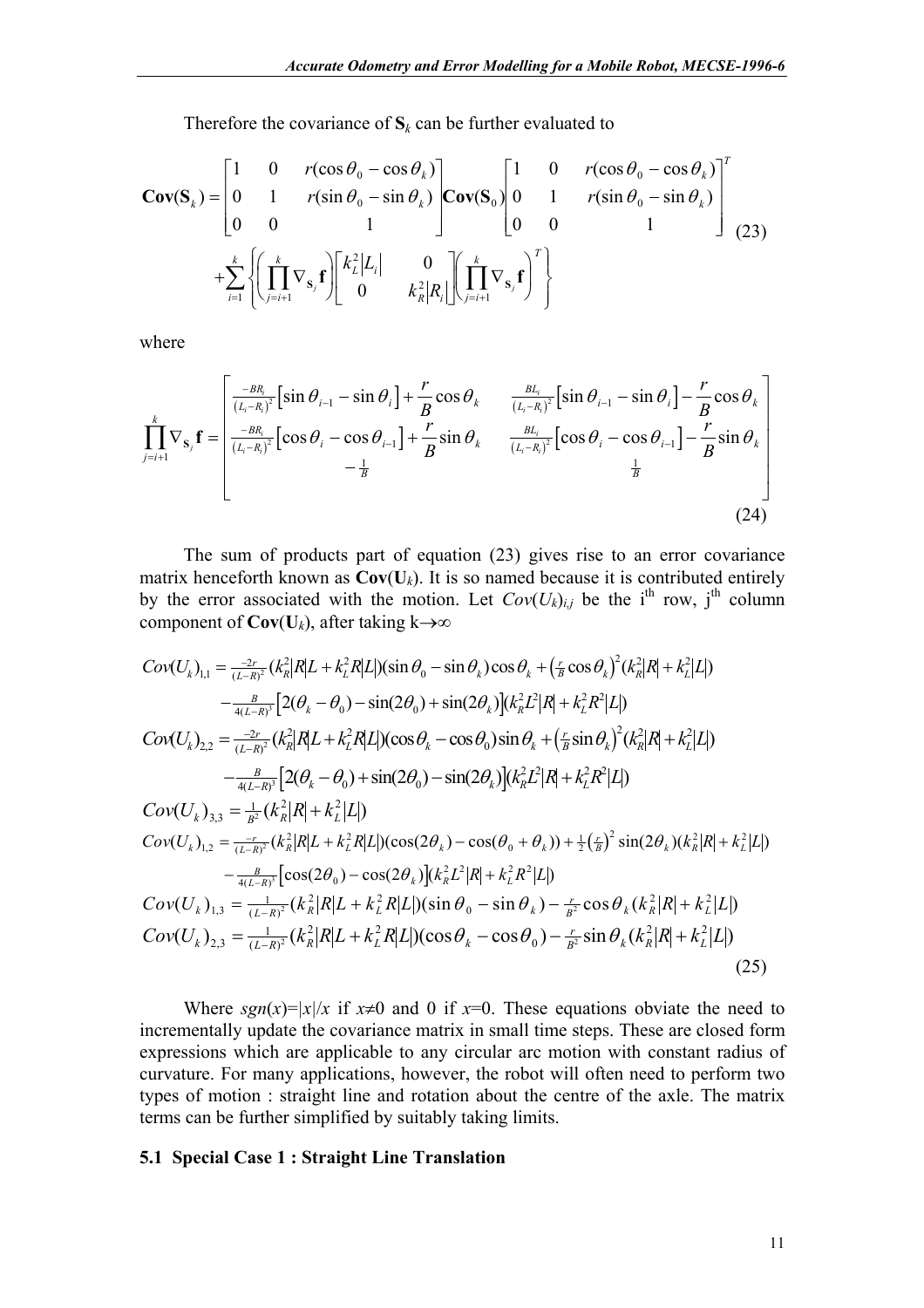Therefore the covariance of $\mathbf{S}_k$ can be further evaluated to

$$
\begin{aligned}
\mathbf{Cov}(\mathbf{S}_k) = &\begin{bmatrix} 1 & 0 & r(\cos\theta_0 - \cos\theta_k) \\ 0 & 1 & r(\sin\theta_0 - \sin\theta_k) \\ 0 & 0 & 1 \end{bmatrix} \mathbf{Cov}(\mathbf{S}_0) \begin{bmatrix} 1 & 0 & r(\cos\theta_0 - \cos\theta_k) \\ 0 & 1 & r(\sin\theta_0 - \sin\theta_k) \\ 0 & 0 & 1 \end{bmatrix}^T \\
&+ \sum_{i=1}^{k} \left\{ \left( \prod_{j=i+1}^{k} \nabla_{\mathbf{S}_j} \mathbf{f} \right) \begin{bmatrix} k_L^2 |L_i| & 0 \\ 0 & k_R^2 |R_i| \end{bmatrix} \left( \prod_{j=i+1}^{k} \nabla_{\mathbf{S}_j} \mathbf{f} \right)^T \right\}
\end{aligned} \tag{23}
$$

where

$$
\prod_{j=i+1}^{k} \nabla_{\mathbf{S}_j} \mathbf{f} = \begin{bmatrix} \frac{-BR_i}{(L_i - R_i)^2}\left[\sin\theta_{i-1} - \sin\theta_i\right] + \frac{r}{B}\cos\theta_k & \frac{BL_i}{(L_i - R_i)^2}\left[\sin\theta_{i-1} - \sin\theta_i\right] - \frac{r}{B}\cos\theta_k \\ \frac{-BR_i}{(L_i - R_i)^2}\left[\cos\theta_i - \cos\theta_{i-1}\right] + \frac{r}{B}\sin\theta_k & \frac{BL_i}{(L_i - R_i)^2}\left[\cos\theta_i - \cos\theta_{i-1}\right] - \frac{r}{B}\sin\theta_k \\ -\frac{1}{B} & \frac{1}{B} \end{bmatrix} \tag{24}
$$

The sum of products part of equation (23) gives rise to an error covariance matrix henceforth known as $\mathbf{Cov}(\mathbf{U}_k)$. It is so named because it is contributed entirely by the error associated with the motion. Let $Cov(U_k)_{i,j}$ be the i[th] row, j[th] column component of $\mathbf{Cov}(\mathbf{U}_k)$, after taking $k \rightarrow \infty$

$$
\begin{aligned}
Cov(U_k)_{1,1} &= \tfrac{-2r}{(L-R)^2}(k_R^2|R|L + k_L^2 R|L|)(\sin\theta_0 - \sin\theta_k)\cos\theta_k + \left(\tfrac{r}{B}\cos\theta_k\right)^2 (k_R^2|R| + k_L^2|L|) \\
&\quad - \tfrac{B}{4(L-R)^3}\left[2(\theta_k - \theta_0) - \sin(2\theta_0) + \sin(2\theta_k)\right](k_R^2 L^2|R| + k_L^2 R^2|L|) \\
Cov(U_k)_{2,2} &= \tfrac{-2r}{(L-R)^2}(k_R^2|R|L + k_L^2 R|L|)(\cos\theta_k - \cos\theta_0)\sin\theta_k + \left(\tfrac{r}{B}\sin\theta_k\right)^2 (k_R^2|R| + k_L^2|L|) \\
&\quad - \tfrac{B}{4(L-R)^3}\left[2(\theta_k - \theta_0) + \sin(2\theta_0) - \sin(2\theta_k)\right](k_R^2 L^2|R| + k_L^2 R^2|L|) \\
Cov(U_k)_{3,3} &= \tfrac{1}{B^2}(k_R^2|R| + k_L^2|L|) \\
Cov(U_k)_{1,2} &= \tfrac{-r}{(L-R)^2}(k_R^2|R|L + k_L^2 R|L|)(\cos(2\theta_k) - \cos(\theta_0 + \theta_k)) + \tfrac{1}{2}\left(\tfrac{r}{B}\right)^2 \sin(2\theta_k)(k_R^2|R| + k_L^2|L|) \\
&\quad - \tfrac{B}{4(L-R)^3}\left[\cos(2\theta_0) - \cos(2\theta_k)\right](k_R^2 L^2|R| + k_L^2 R^2|L|) \\
Cov(U_k)_{1,3} &= \tfrac{1}{(L-R)^2}(k_R^2|R|L + k_L^2 R|L|)(\sin\theta_0 - \sin\theta_k) - \tfrac{r}{B^2}\cos\theta_k (k_R^2|R| + k_L^2|L|) \\
Cov(U_k)_{2,3} &= \tfrac{1}{(L-R)^2}(k_R^2|R|L + k_L^2 R|L|)(\cos\theta_k - \cos\theta_0) - \tfrac{r}{B^2}\sin\theta_k (k_R^2|R| + k_L^2|L|)
\end{aligned} \tag{25}
$$

Where $sgn(x)=|x|/x$ if $x\neq 0$ and 0 if $x=0$. These equations obviate the need to incrementally update the covariance matrix in small time steps. These are closed form expressions which are applicable to any circular arc motion with constant radius of curvature. For many applications, however, the robot will often need to perform two types of motion : straight line and rotation about the centre of the axle. The matrix terms can be further simplified by suitably taking limits.

### 5.1 Special Case 1 : Straight Line Translation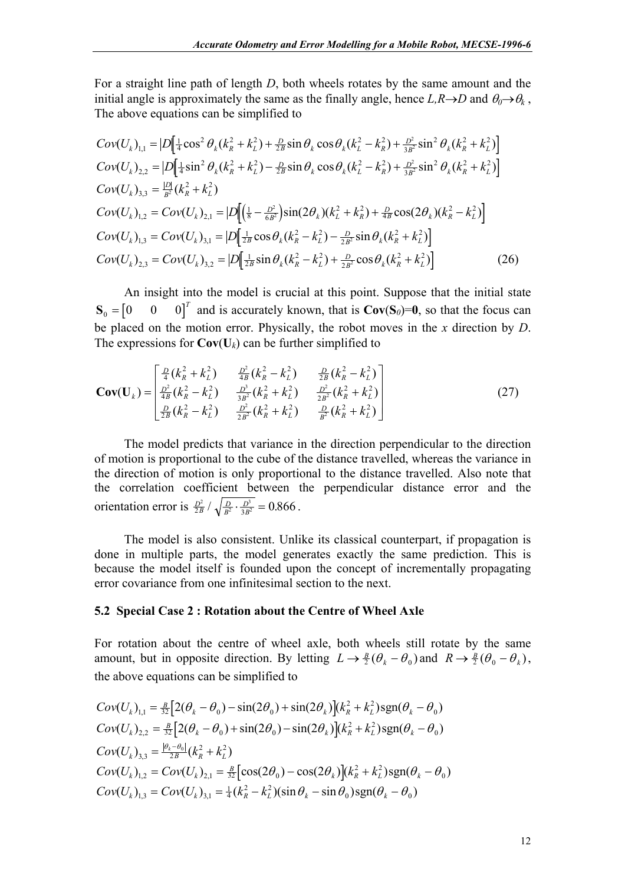For a straight line path of length $D$, both wheels rotates by the same amount and the initial angle is approximately the same as the finally angle, hence $L,R \to D$ and $\theta_0 \to \theta_k$, The above equations can be simplified to

$$
\begin{aligned}
Cov(U_k)_{1,1} &= |D|\left[\tfrac{1}{4}\cos^2\theta_k(k_R^2+k_L^2) + \tfrac{D}{2B}\sin\theta_k\cos\theta_k(k_L^2-k_R^2) + \tfrac{D^2}{3B^2}\sin^2\theta_k(k_R^2+k_L^2)\right] \\
Cov(U_k)_{2,2} &= |D|\left[\tfrac{1}{4}\sin^2\theta_k(k_R^2+k_L^2) - \tfrac{D}{2B}\sin\theta_k\cos\theta_k(k_L^2-k_R^2) + \tfrac{D^2}{3B^2}\sin^2\theta_k(k_R^2+k_L^2)\right] \\
Cov(U_k)_{3,3} &= \tfrac{|D|}{B^2}(k_R^2+k_L^2) \\
Cov(U_k)_{1,2} = Cov(U_k)_{2,1} &= |D|\left[\left(\tfrac{1}{8} - \tfrac{D^2}{6B^2}\right)\sin(2\theta_k)(k_L^2+k_R^2) + \tfrac{D}{4B}\cos(2\theta_k)(k_R^2-k_L^2)\right] \\
Cov(U_k)_{1,3} = Cov(U_k)_{3,1} &= |D|\left[\tfrac{1}{2B}\cos\theta_k(k_R^2-k_L^2) - \tfrac{D}{2B^2}\sin\theta_k(k_R^2+k_L^2)\right] \\
Cov(U_k)_{2,3} = Cov(U_k)_{3,2} &= |D|\left[\tfrac{1}{2B}\sin\theta_k(k_R^2-k_L^2) + \tfrac{D}{2B^2}\cos\theta_k(k_R^2+k_L^2)\right]
\end{aligned} \tag{26}
$$

An insight into the model is crucial at this point. Suppose that the initial state $\mathbf{S}_0 = \begin{bmatrix} 0 & 0 & 0 \end{bmatrix}^T$ and is accurately known, that is $\mathbf{Cov}(\mathbf{S}_0)=\mathbf{0}$, so that the focus can be placed on the motion error. Physically, the robot moves in the $x$ direction by $D$. The expressions for $\mathbf{Cov}(\mathbf{U}_k)$ can be further simplified to

$$
\mathbf{Cov}(\mathbf{U}_k) = \begin{bmatrix}
\frac{D}{4}(k_R^2+k_L^2) & \frac{D^2}{4B}(k_R^2-k_L^2) & \frac{D}{2B}(k_R^2-k_L^2) \\
\frac{D^2}{4B}(k_R^2-k_L^2) & \frac{D^3}{3B^2}(k_R^2+k_L^2) & \frac{D^2}{2B^2}(k_R^2+k_L^2) \\
\frac{D}{2B}(k_R^2-k_L^2) & \frac{D^2}{2B^2}(k_R^2+k_L^2) & \frac{D}{B^2}(k_R^2+k_L^2)
\end{bmatrix} \tag{27}
$$

The model predicts that variance in the direction perpendicular to the direction of motion is proportional to the cube of the distance travelled, whereas the variance in the direction of motion is only proportional to the distance travelled. Also note that the correlation coefficient between the perpendicular distance error and the orientation error is $\frac{D^2}{2B} / \sqrt{\frac{D}{B^2}\cdot\frac{D^3}{3B^2}} = 0.866$.

The model is also consistent. Unlike its classical counterpart, if propagation is done in multiple parts, the model generates exactly the same prediction. This is because the model itself is founded upon the concept of incrementally propagating error covariance from one infinitesimal section to the next.

### 5.2 Special Case 2 : Rotation about the Centre of Wheel Axle

For rotation about the centre of wheel axle, both wheels still rotate by the same amount, but in opposite direction. By letting $L \to \frac{B}{2}(\theta_k - \theta_0)$ and $R \to \frac{B}{2}(\theta_0 - \theta_k)$, the above equations can be simplified to

$$
\begin{aligned}
Cov(U_k)_{1,1} &= \tfrac{B}{32}\left[2(\theta_k-\theta_0) - \sin(2\theta_0) + \sin(2\theta_k)\right](k_R^2+k_L^2)\operatorname{sgn}(\theta_k-\theta_0) \\
Cov(U_k)_{2,2} &= \tfrac{B}{32}\left[2(\theta_k-\theta_0) + \sin(2\theta_0) - \sin(2\theta_k)\right](k_R^2+k_L^2)\operatorname{sgn}(\theta_k-\theta_0) \\
Cov(U_k)_{3,3} &= \tfrac{|\theta_k-\theta_0|}{2B}(k_R^2+k_L^2) \\
Cov(U_k)_{1,2} = Cov(U_k)_{2,1} &= \tfrac{B}{32}\left[\cos(2\theta_0) - \cos(2\theta_k)\right](k_R^2+k_L^2)\operatorname{sgn}(\theta_k-\theta_0) \\
Cov(U_k)_{1,3} = Cov(U_k)_{3,1} &= \tfrac{1}{4}(k_R^2-k_L^2)(\sin\theta_k - \sin\theta_0)\operatorname{sgn}(\theta_k-\theta_0)
\end{aligned}
$$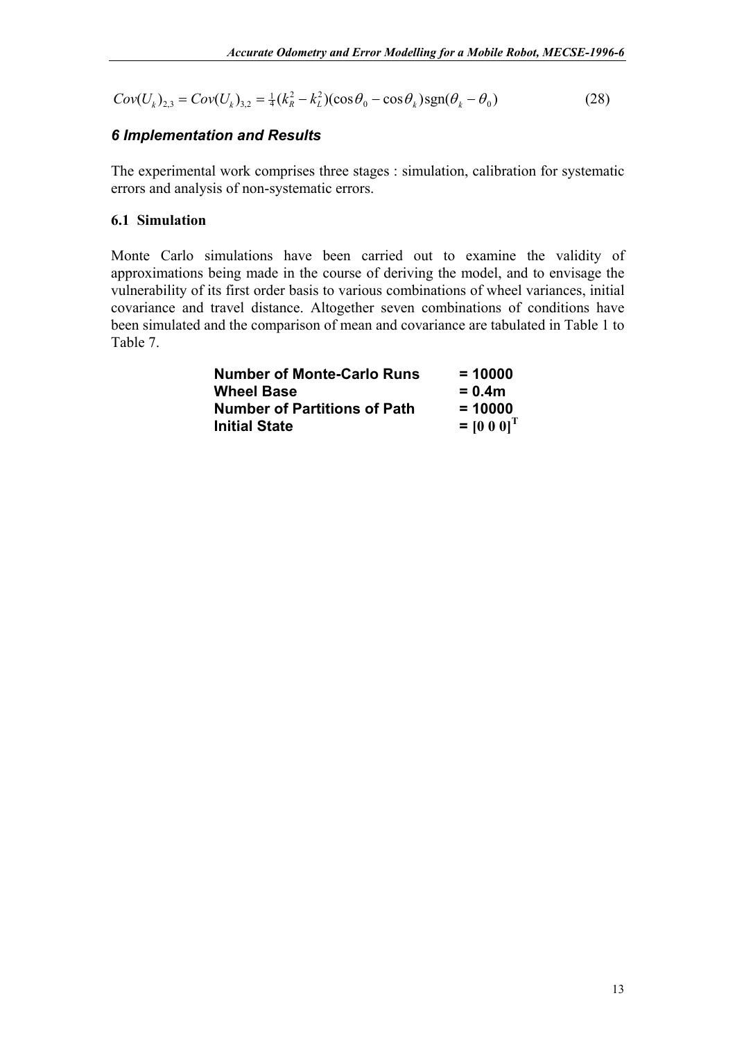$$Cov(U_k)_{2,3} = Cov(U_k)_{3,2} = \tfrac{1}{4}(k_R^2 - k_L^2)(\cos\theta_0 - \cos\theta_k)\,\mathrm{sgn}(\theta_k - \theta_0) \tag{28}$$

## *6 Implementation and Results*

The experimental work comprises three stages : simulation, calibration for systematic errors and analysis of non-systematic errors.

### 6.1 Simulation

Monte Carlo simulations have been carried out to examine the validity of approximations being made in the course of deriving the model, and to envisage the vulnerability of its first order basis to various combinations of wheel variances, initial covariance and travel distance. Altogether seven combinations of conditions have been simulated and the comparison of mean and covariance are tabulated in Table 1 to Table 7.

| | |
|---|---|
| **Number of Monte-Carlo Runs** | **= 10000** |
| **Wheel Base** | **= 0.4m** |
| **Number of Partitions of Path** | **= 10000** |
| **Initial State** | **= $[0\ 0\ 0]^T$** |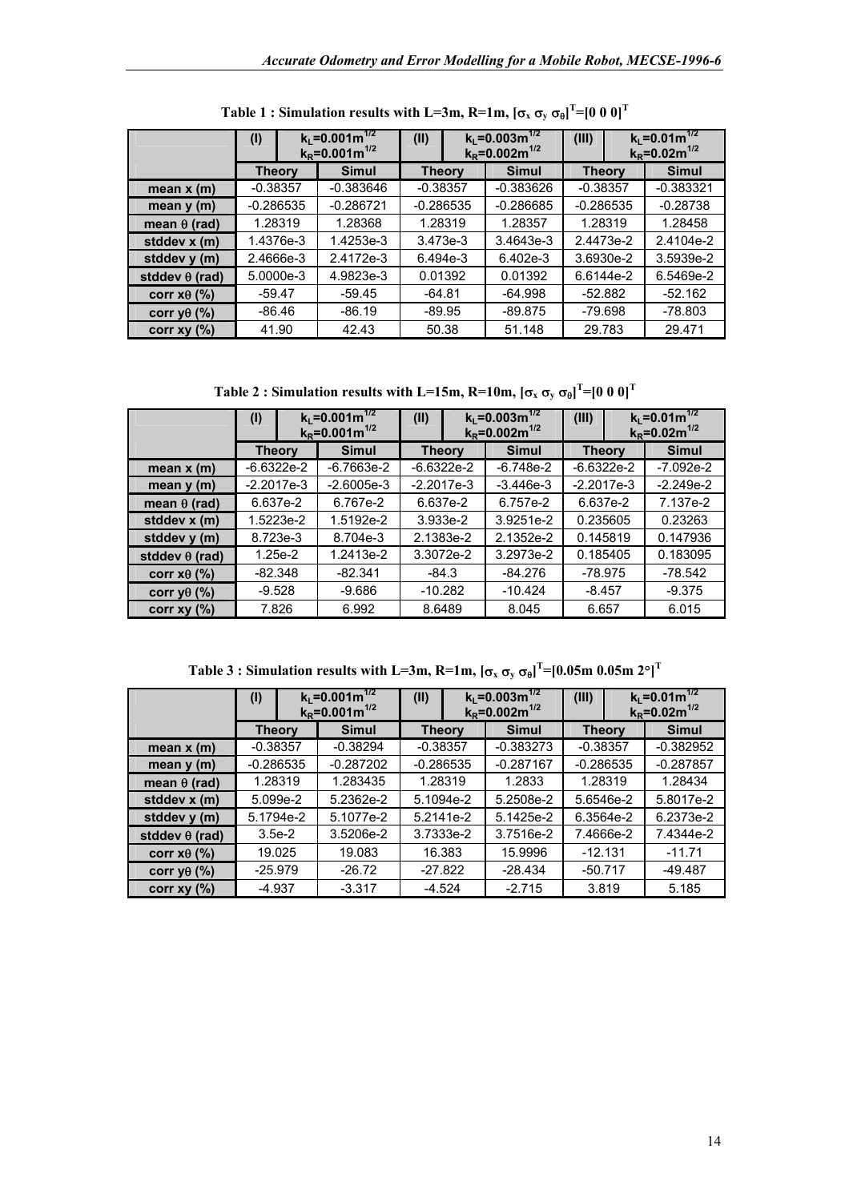**Table 1 : Simulation results with L=3m, R=1m, $[\sigma_x\ \sigma_y\ \sigma_\theta]^T=[0\ 0\ 0]^T$**

| | (I) $k_L=0.001m^{1/2}$ $k_R=0.001m^{1/2}$ | | (II) $k_L=0.003m^{1/2}$ $k_R=0.002m^{1/2}$ | | (III) $k_L=0.01m^{1/2}$ $k_R=0.02m^{1/2}$ | |
|---|---|---|---|---|---|---|
| | Theory | Simul | Theory | Simul | Theory | Simul |
| mean x (m) | -0.38357 | -0.383646 | -0.38357 | -0.383626 | -0.38357 | -0.383321 |
| mean y (m) | -0.286535 | -0.286721 | -0.286535 | -0.286685 | -0.286535 | -0.28738 |
| mean θ (rad) | 1.28319 | 1.28368 | 1.28319 | 1.28357 | 1.28319 | 1.28458 |
| stddev x (m) | 1.4376e-3 | 1.4253e-3 | 3.473e-3 | 3.4643e-3 | 2.4473e-2 | 2.4104e-2 |
| stddev y (m) | 2.4666e-3 | 2.4172e-3 | 6.494e-3 | 6.402e-3 | 3.6930e-2 | 3.5939e-2 |
| stddev θ (rad) | 5.0000e-3 | 4.9823e-3 | 0.01392 | 0.01392 | 6.6144e-2 | 6.5469e-2 |
| corr xθ (%) | -59.47 | -59.45 | -64.81 | -64.998 | -52.882 | -52.162 |
| corr yθ (%) | -86.46 | -86.19 | -89.95 | -89.875 | -79.698 | -78.803 |
| corr xy (%) | 41.90 | 42.43 | 50.38 | 51.148 | 29.783 | 29.471 |

**Table 2 : Simulation results with L=15m, R=10m, $[\sigma_x\ \sigma_y\ \sigma_\theta]^T=[0\ 0\ 0]^T$**

| | (I) $k_L=0.001m^{1/2}$ $k_R=0.001m^{1/2}$ | | (II) $k_L=0.003m^{1/2}$ $k_R=0.002m^{1/2}$ | | (III) $k_L=0.01m^{1/2}$ $k_R=0.02m^{1/2}$ | |
|---|---|---|---|---|---|---|
| | Theory | Simul | Theory | Simul | Theory | Simul |
| mean x (m) | -6.6322e-2 | -6.7663e-2 | -6.6322e-2 | -6.748e-2 | -6.6322e-2 | -7.092e-2 |
| mean y (m) | -2.2017e-3 | -2.6005e-3 | -2.2017e-3 | -3.446e-3 | -2.2017e-3 | -2.249e-2 |
| mean θ (rad) | 6.637e-2 | 6.767e-2 | 6.637e-2 | 6.757e-2 | 6.637e-2 | 7.137e-2 |
| stddev x (m) | 1.5223e-2 | 1.5192e-2 | 3.933e-2 | 3.9251e-2 | 0.235605 | 0.23263 |
| stddev y (m) | 8.723e-3 | 8.704e-3 | 2.1383e-2 | 2.1352e-2 | 0.145819 | 0.147936 |
| stddev θ (rad) | 1.25e-2 | 1.2413e-2 | 3.3072e-2 | 3.2973e-2 | 0.185405 | 0.183095 |
| corr xθ (%) | -82.348 | -82.341 | -84.3 | -84.276 | -78.975 | -78.542 |
| corr yθ (%) | -9.528 | -9.686 | -10.282 | -10.424 | -8.457 | -9.375 |
| corr xy (%) | 7.826 | 6.992 | 8.6489 | 8.045 | 6.657 | 6.015 |

**Table 3 : Simulation results with L=3m, R=1m, $[\sigma_x\ \sigma_y\ \sigma_\theta]^T=[0.05m\ 0.05m\ 2°]^T$**

| | (I) $k_L=0.001m^{1/2}$ $k_R=0.001m^{1/2}$ | | (II) $k_L=0.003m^{1/2}$ $k_R=0.002m^{1/2}$ | | (III) $k_L=0.01m^{1/2}$ $k_R=0.02m^{1/2}$ | |
|---|---|---|---|---|---|---|
| | Theory | Simul | Theory | Simul | Theory | Simul |
| mean x (m) | -0.38357 | -0.38294 | -0.38357 | -0.383273 | -0.38357 | -0.382952 |
| mean y (m) | -0.286535 | -0.287202 | -0.286535 | -0.287167 | -0.286535 | -0.287857 |
| mean θ (rad) | 1.28319 | 1.283435 | 1.28319 | 1.2833 | 1.28319 | 1.28434 |
| stddev x (m) | 5.099e-2 | 5.2362e-2 | 5.1094e-2 | 5.2508e-2 | 5.6546e-2 | 5.8017e-2 |
| stddev y (m) | 5.1794e-2 | 5.1077e-2 | 5.2141e-2 | 5.1425e-2 | 6.3564e-2 | 6.2373e-2 |
| stddev θ (rad) | 3.5e-2 | 3.5206e-2 | 3.7333e-2 | 3.7516e-2 | 7.4666e-2 | 7.4344e-2 |
| corr xθ (%) | 19.025 | 19.083 | 16.383 | 15.9996 | -12.131 | -11.71 |
| corr yθ (%) | -25.979 | -26.72 | -27.822 | -28.434 | -50.717 | -49.487 |
| corr xy (%) | -4.937 | -3.317 | -4.524 | -2.715 | 3.819 | 5.185 |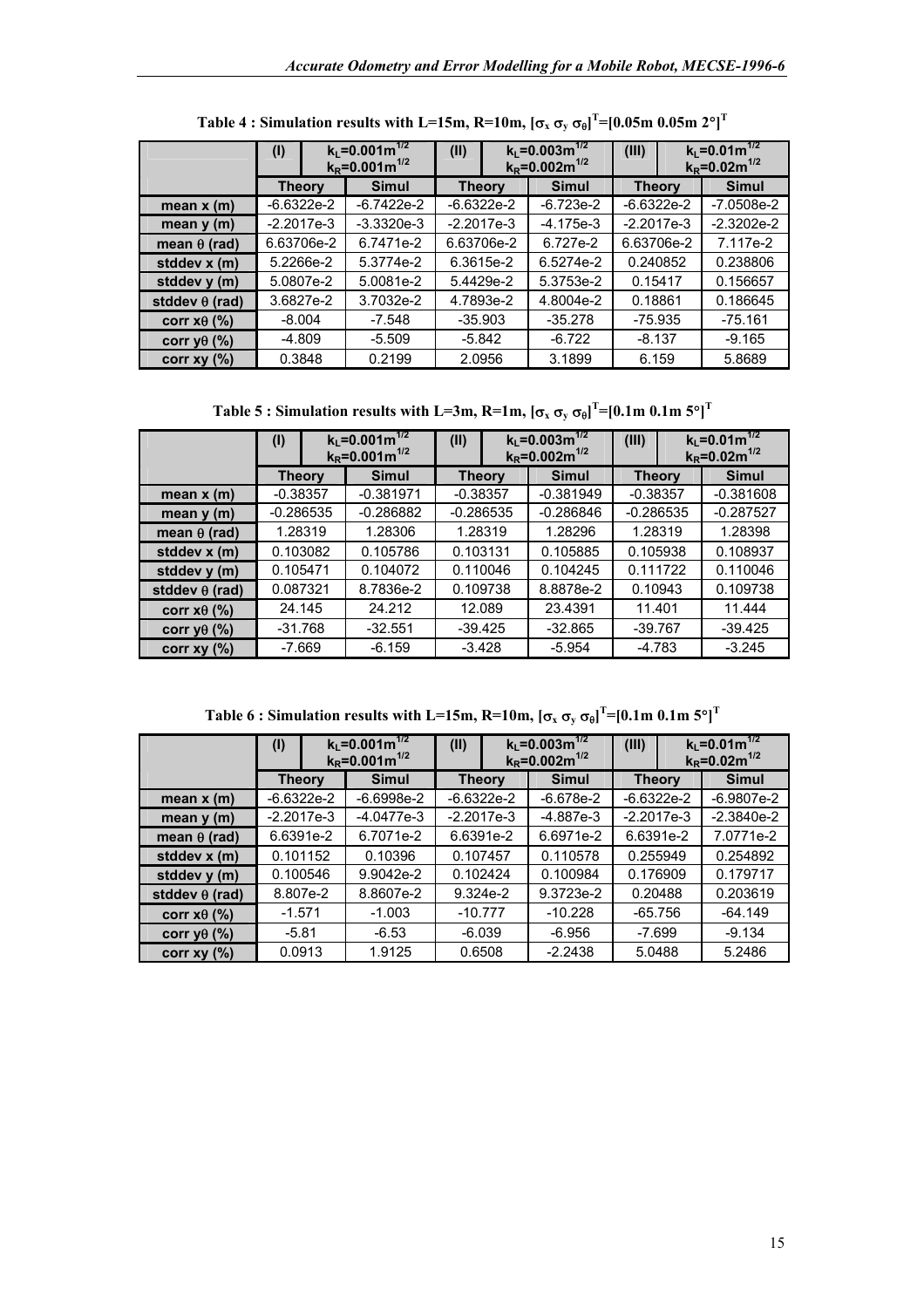**Table 4 : Simulation results with L=15m, R=10m, $[\sigma_x\ \sigma_y\ \sigma_\theta]^T$=[0.05m 0.05m 2°]$^T$**

| | (I) $k_L=0.001m^{1/2}$ $k_R=0.001m^{1/2}$ | | (II) $k_L=0.003m^{1/2}$ $k_R=0.002m^{1/2}$ | | (III) $k_L=0.01m^{1/2}$ $k_R=0.02m^{1/2}$ | |
|---|---|---|---|---|---|---|
| | Theory | Simul | Theory | Simul | Theory | Simul |
| mean x (m) | -6.6322e-2 | -6.7422e-2 | -6.6322e-2 | -6.723e-2 | -6.6322e-2 | -7.0508e-2 |
| mean y (m) | -2.2017e-3 | -3.3320e-3 | -2.2017e-3 | -4.175e-3 | -2.2017e-3 | -2.3202e-2 |
| mean θ (rad) | 6.63706e-2 | 6.7471e-2 | 6.63706e-2 | 6.727e-2 | 6.63706e-2 | 7.117e-2 |
| stddev x (m) | 5.2266e-2 | 5.3774e-2 | 6.3615e-2 | 6.5274e-2 | 0.240852 | 0.238806 |
| stddev y (m) | 5.0807e-2 | 5.0081e-2 | 5.4429e-2 | 5.3753e-2 | 0.15417 | 0.156657 |
| stddev θ (rad) | 3.6827e-2 | 3.7032e-2 | 4.7893e-2 | 4.8004e-2 | 0.18861 | 0.186645 |
| corr xθ (%) | -8.004 | -7.548 | -35.903 | -35.278 | -75.935 | -75.161 |
| corr yθ (%) | -4.809 | -5.509 | -5.842 | -6.722 | -8.137 | -9.165 |
| corr xy (%) | 0.3848 | 0.2199 | 2.0956 | 3.1899 | 6.159 | 5.8689 |

**Table 5 : Simulation results with L=3m, R=1m, $[\sigma_x\ \sigma_y\ \sigma_\theta]^T$=[0.1m 0.1m 5°]$^T$**

| | (I) $k_L=0.001m^{1/2}$ $k_R=0.001m^{1/2}$ | | (II) $k_L=0.003m^{1/2}$ $k_R=0.002m^{1/2}$ | | (III) $k_L=0.01m^{1/2}$ $k_R=0.02m^{1/2}$ | |
|---|---|---|---|---|---|---|
| | Theory | Simul | Theory | Simul | Theory | Simul |
| mean x (m) | -0.38357 | -0.381971 | -0.38357 | -0.381949 | -0.38357 | -0.381608 |
| mean y (m) | -0.286535 | -0.286882 | -0.286535 | -0.286846 | -0.286535 | -0.287527 |
| mean θ (rad) | 1.28319 | 1.28306 | 1.28319 | 1.28296 | 1.28319 | 1.28398 |
| stddev x (m) | 0.103082 | 0.105786 | 0.103131 | 0.105885 | 0.105938 | 0.108937 |
| stddev y (m) | 0.105471 | 0.104072 | 0.110046 | 0.104245 | 0.111722 | 0.110046 |
| stddev θ (rad) | 0.087321 | 8.7836e-2 | 0.109738 | 8.8878e-2 | 0.10943 | 0.109738 |
| corr xθ (%) | 24.145 | 24.212 | 12.089 | 23.4391 | 11.401 | 11.444 |
| corr yθ (%) | -31.768 | -32.551 | -39.425 | -32.865 | -39.767 | -39.425 |
| corr xy (%) | -7.669 | -6.159 | -3.428 | -5.954 | -4.783 | -3.245 |

**Table 6 : Simulation results with L=15m, R=10m, $[\sigma_x\ \sigma_y\ \sigma_\theta]^T$=[0.1m 0.1m 5°]$^T$**

| | (I) $k_L=0.001m^{1/2}$ $k_R=0.001m^{1/2}$ | | (II) $k_L=0.003m^{1/2}$ $k_R=0.002m^{1/2}$ | | (III) $k_L=0.01m^{1/2}$ $k_R=0.02m^{1/2}$ | |
|---|---|---|---|---|---|---|
| | Theory | Simul | Theory | Simul | Theory | Simul |
| mean x (m) | -6.6322e-2 | -6.6998e-2 | -6.6322e-2 | -6.678e-2 | -6.6322e-2 | -6.9807e-2 |
| mean y (m) | -2.2017e-3 | -4.0477e-3 | -2.2017e-3 | -4.887e-3 | -2.2017e-3 | -2.3840e-2 |
| mean θ (rad) | 6.6391e-2 | 6.7071e-2 | 6.6391e-2 | 6.6971e-2 | 6.6391e-2 | 7.0771e-2 |
| stddev x (m) | 0.101152 | 0.10396 | 0.107457 | 0.110578 | 0.255949 | 0.254892 |
| stddev y (m) | 0.100546 | 9.9042e-2 | 0.102424 | 0.100984 | 0.176909 | 0.179717 |
| stddev θ (rad) | 8.807e-2 | 8.8607e-2 | 9.324e-2 | 9.3723e-2 | 0.20488 | 0.203619 |
| corr xθ (%) | -1.571 | -1.003 | -10.777 | -10.228 | -65.756 | -64.149 |
| corr yθ (%) | -5.81 | -6.53 | -6.039 | -6.956 | -7.699 | -9.134 |
| corr xy (%) | 0.0913 | 1.9125 | 0.6508 | -2.2438 | 5.0488 | 5.2486 |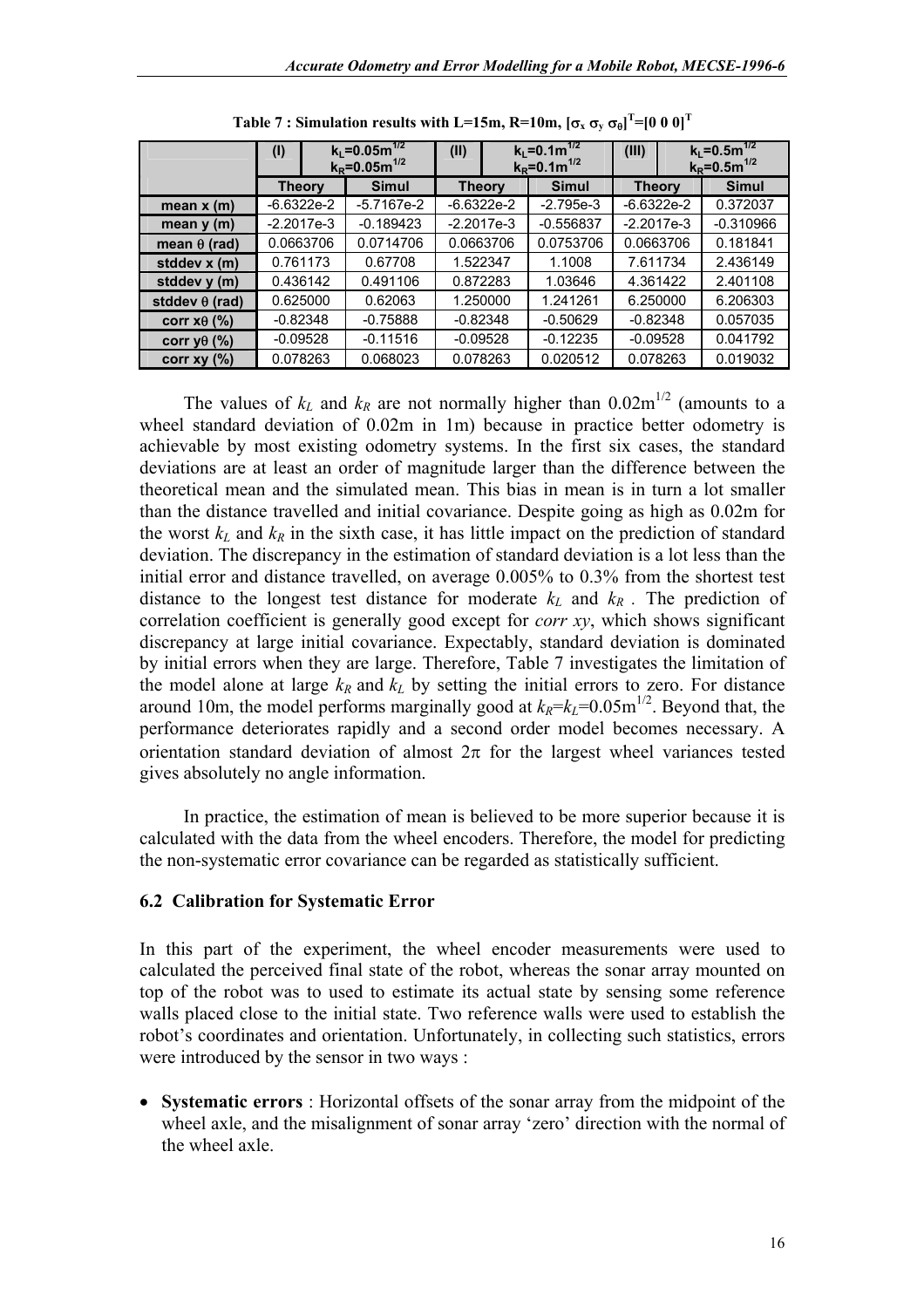**Table 7 : Simulation results with L=15m, R=10m, $[\sigma_x\ \sigma_y\ \sigma_\theta]^T=[0\ 0\ 0]^T$**

| | (I) $k_L=0.05m^{1/2}$, $k_R=0.05m^{1/2}$ | | (II) $k_L=0.1m^{1/2}$, $k_R=0.1m^{1/2}$ | | (III) $k_L=0.5m^{1/2}$, $k_R=0.5m^{1/2}$ | |
|---|---|---|---|---|---|---|
| | Theory | Simul | Theory | Simul | Theory | Simul |
| mean x (m) | -6.6322e-2 | -5.7167e-2 | -6.6322e-2 | -2.795e-3 | -6.6322e-2 | 0.372037 |
| mean y (m) | -2.2017e-3 | -0.189423 | -2.2017e-3 | -0.556837 | -2.2017e-3 | -0.310966 |
| mean $\theta$ (rad) | 0.0663706 | 0.0714706 | 0.0663706 | 0.0753706 | 0.0663706 | 0.181841 |
| stddev x (m) | 0.761173 | 0.67708 | 1.522347 | 1.1008 | 7.611734 | 2.436149 |
| stddev y (m) | 0.436142 | 0.491106 | 0.872283 | 1.03646 | 4.361422 | 2.401108 |
| stddev $\theta$ (rad) | 0.625000 | 0.62063 | 1.250000 | 1.241261 | 6.250000 | 6.206303 |
| corr x$\theta$ (%) | -0.82348 | -0.75888 | -0.82348 | -0.50629 | -0.82348 | 0.057035 |
| corr y$\theta$ (%) | -0.09528 | -0.11516 | -0.09528 | -0.12235 | -0.09528 | 0.041792 |
| corr xy (%) | 0.078263 | 0.068023 | 0.078263 | 0.020512 | 0.078263 | 0.019032 |

The values of $k_L$ and $k_R$ are not normally higher than $0.02m^{1/2}$ (amounts to a wheel standard deviation of 0.02m in 1m) because in practice better odometry is achievable by most existing odometry systems. In the first six cases, the standard deviations are at least an order of magnitude larger than the difference between the theoretical mean and the simulated mean. This bias in mean is in turn a lot smaller than the distance travelled and initial covariance. Despite going as high as 0.02m for the worst $k_L$ and $k_R$ in the sixth case, it has little impact on the prediction of standard deviation. The discrepancy in the estimation of standard deviation is a lot less than the initial error and distance travelled, on average 0.005% to 0.3% from the shortest test distance to the longest test distance for moderate $k_L$ and $k_R$. The prediction of correlation coefficient is generally good except for *corr xy*, which shows significant discrepancy at large initial covariance. Expectably, standard deviation is dominated by initial errors when they are large. Therefore, Table 7 investigates the limitation of the model alone at large $k_R$ and $k_L$ by setting the initial errors to zero. For distance around 10m, the model performs marginally good at $k_R=k_L=0.05m^{1/2}$. Beyond that, the performance deteriorates rapidly and a second order model becomes necessary. A orientation standard deviation of almost $2\pi$ for the largest wheel variances tested gives absolutely no angle information.

In practice, the estimation of mean is believed to be more superior because it is calculated with the data from the wheel encoders. Therefore, the model for predicting the non-systematic error covariance can be regarded as statistically sufficient.

## 6.2 Calibration for Systematic Error

In this part of the experiment, the wheel encoder measurements were used to calculated the perceived final state of the robot, whereas the sonar array mounted on top of the robot was to used to estimate its actual state by sensing some reference walls placed close to the initial state. Two reference walls were used to establish the robot's coordinates and orientation. Unfortunately, in collecting such statistics, errors were introduced by the sensor in two ways :

- **Systematic errors** : Horizontal offsets of the sonar array from the midpoint of the wheel axle, and the misalignment of sonar array 'zero' direction with the normal of the wheel axle.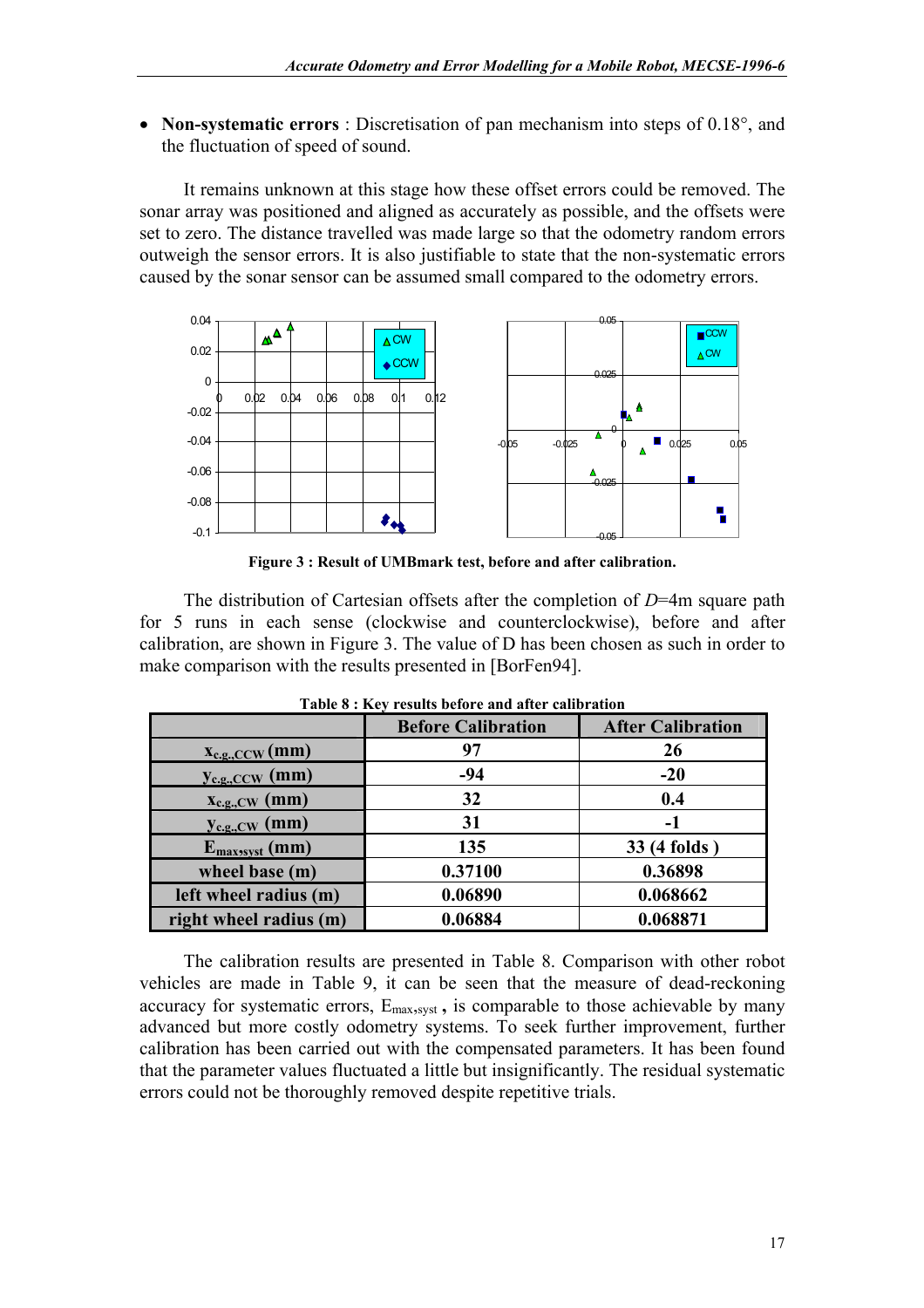- **Non-systematic errors** : Discretisation of pan mechanism into steps of 0.18°, and the fluctuation of speed of sound.

It remains unknown at this stage how these offset errors could be removed. The sonar array was positioned and aligned as accurately as possible, and the offsets were set to zero. The distance travelled was made large so that the odometry random errors outweigh the sensor errors. It is also justifiable to state that the non-systematic errors caused by the sonar sensor can be assumed small compared to the odometry errors.

**Figure 3 : Result of UMBmark test, before and after calibration.**

The distribution of Cartesian offsets after the completion of $D$=4m square path for 5 runs in each sense (clockwise and counterclockwise), before and after calibration, are shown in Figure 3. The value of D has been chosen as such in order to make comparison with the results presented in [BorFen94].

**Table 8 : Key results before and after calibration**

| | Before Calibration | After Calibration |
|---|---|---|
| $x_{c.g.,CCW}$ (mm) | 97 | 26 |
| $y_{c.g.,CCW}$ (mm) | -94 | -20 |
| $x_{c.g.,CW}$ (mm) | 32 | 0.4 |
| $y_{c.g.,CW}$ (mm) | 31 | -1 |
| $E_{max,syst}$ (mm) | 135 | 33 (4 folds ) |
| wheel base (m) | 0.37100 | 0.36898 |
| left wheel radius (m) | 0.06890 | 0.068662 |
| right wheel radius (m) | 0.06884 | 0.068871 |

The calibration results are presented in Table 8. Comparison with other robot vehicles are made in Table 9, it can be seen that the measure of dead-reckoning accuracy for systematic errors, $E_{max,syst}$ **,** is comparable to those achievable by many advanced but more costly odometry systems. To seek further improvement, further calibration has been carried out with the compensated parameters. It has been found that the parameter values fluctuated a little but insignificantly. The residual systematic errors could not be thoroughly removed despite repetitive trials.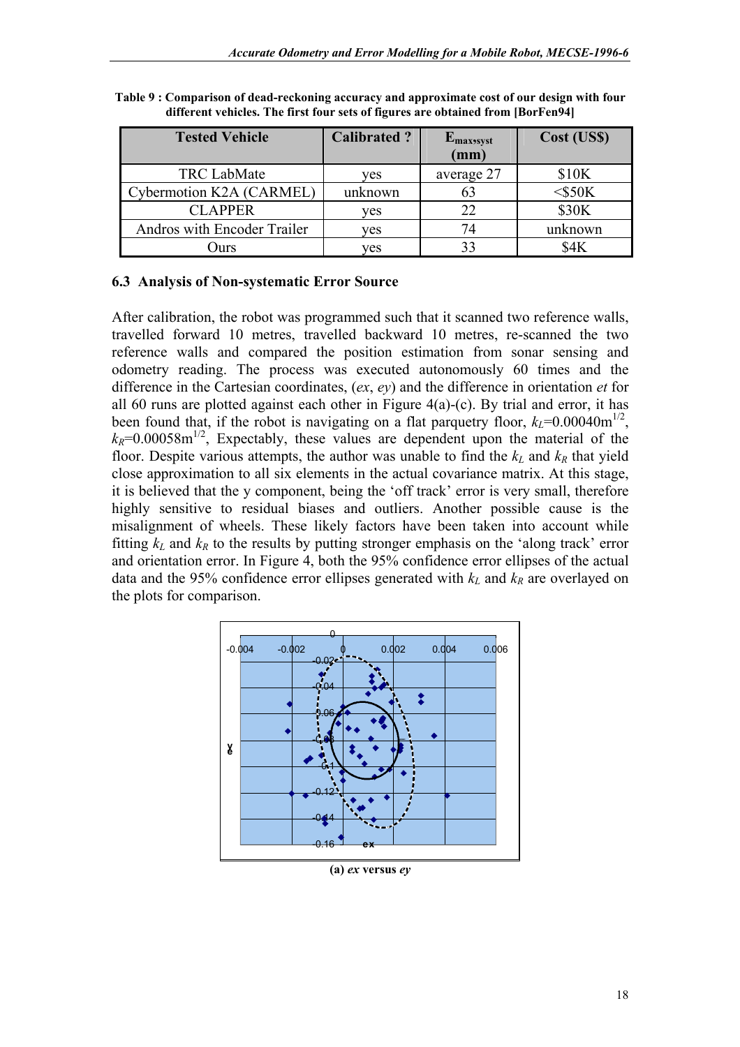**Table 9 : Comparison of dead-reckoning accuracy and approximate cost of our design with four different vehicles. The first four sets of figures are obtained from [BorFen94]**

| Tested Vehicle | Calibrated ? | $E_{max,syst}$ (mm) | Cost (US$) |
|---|---|---|---|
| TRC LabMate | yes | average 27 | $10K |
| Cybermotion K2A (CARMEL) | unknown | 63 | <$50K |
| CLAPPER | yes | 22 | $30K |
| Andros with Encoder Trailer | yes | 74 | unknown |
| Ours | yes | 33 | $4K |

### 6.3 Analysis of Non-systematic Error Source

After calibration, the robot was programmed such that it scanned two reference walls, travelled forward 10 metres, travelled backward 10 metres, re-scanned the two reference walls and compared the position estimation from sonar sensing and odometry reading. The process was executed autonomously 60 times and the difference in the Cartesian coordinates, (*ex*, *ey*) and the difference in orientation *et* for all 60 runs are plotted against each other in Figure 4(a)-(c). By trial and error, it has been found that, if the robot is navigating on a flat parquetry floor, $k_L$=0.00040m$^{1/2}$, $k_R$=0.00058m$^{1/2}$, Expectably, these values are dependent upon the material of the floor. Despite various attempts, the author was unable to find the $k_L$ and $k_R$ that yield close approximation to all six elements in the actual covariance matrix. At this stage, it is believed that the y component, being the 'off track' error is very small, therefore highly sensitive to residual biases and outliers. Another possible cause is the misalignment of wheels. These likely factors have been taken into account while fitting $k_L$ and $k_R$ to the results by putting stronger emphasis on the 'along track' error and orientation error. In Figure 4, both the 95% confidence error ellipses of the actual data and the 95% confidence error ellipses generated with $k_L$ and $k_R$ are overlayed on the plots for comparison.

**(a) *ex* versus *ey***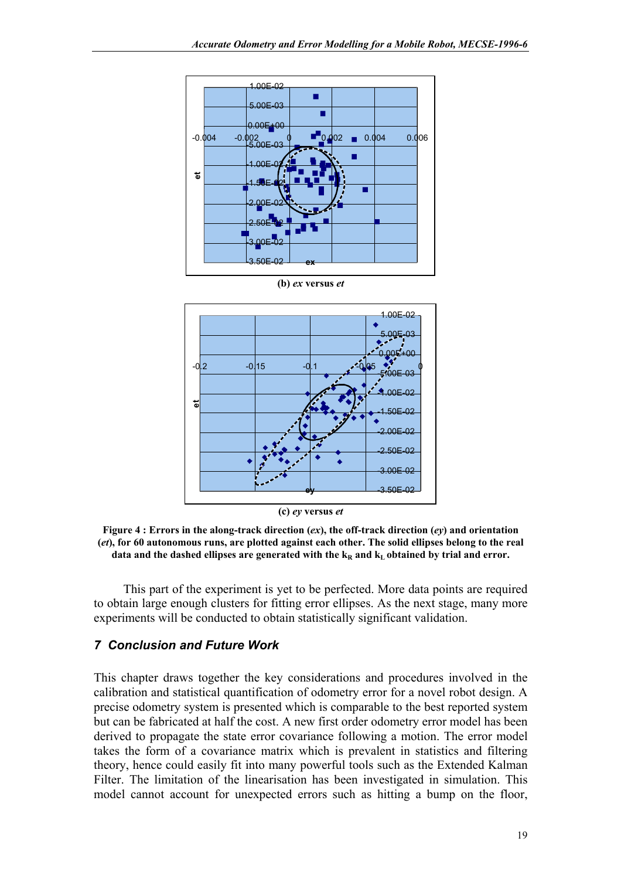(b) *ex* versus *et*

(c) *ey* versus *et*

**Figure 4 : Errors in the along-track direction (*ex*), the off-track direction (*ey*) and orientation (*et*), for 60 autonomous runs, are plotted against each other. The solid ellipses belong to the real data and the dashed ellipses are generated with the $k_R$ and $k_L$ obtained by trial and error.**

This part of the experiment is yet to be perfected. More data points are required to obtain large enough clusters for fitting error ellipses. As the next stage, many more experiments will be conducted to obtain statistically significant validation.

## *7 Conclusion and Future Work*

This chapter draws together the key considerations and procedures involved in the calibration and statistical quantification of odometry error for a novel robot design. A precise odometry system is presented which is comparable to the best reported system but can be fabricated at half the cost. A new first order odometry error model has been derived to propagate the state error covariance following a motion. The error model takes the form of a covariance matrix which is prevalent in statistics and filtering theory, hence could easily fit into many powerful tools such as the Extended Kalman Filter. The limitation of the linearisation has been investigated in simulation. This model cannot account for unexpected errors such as hitting a bump on the floor,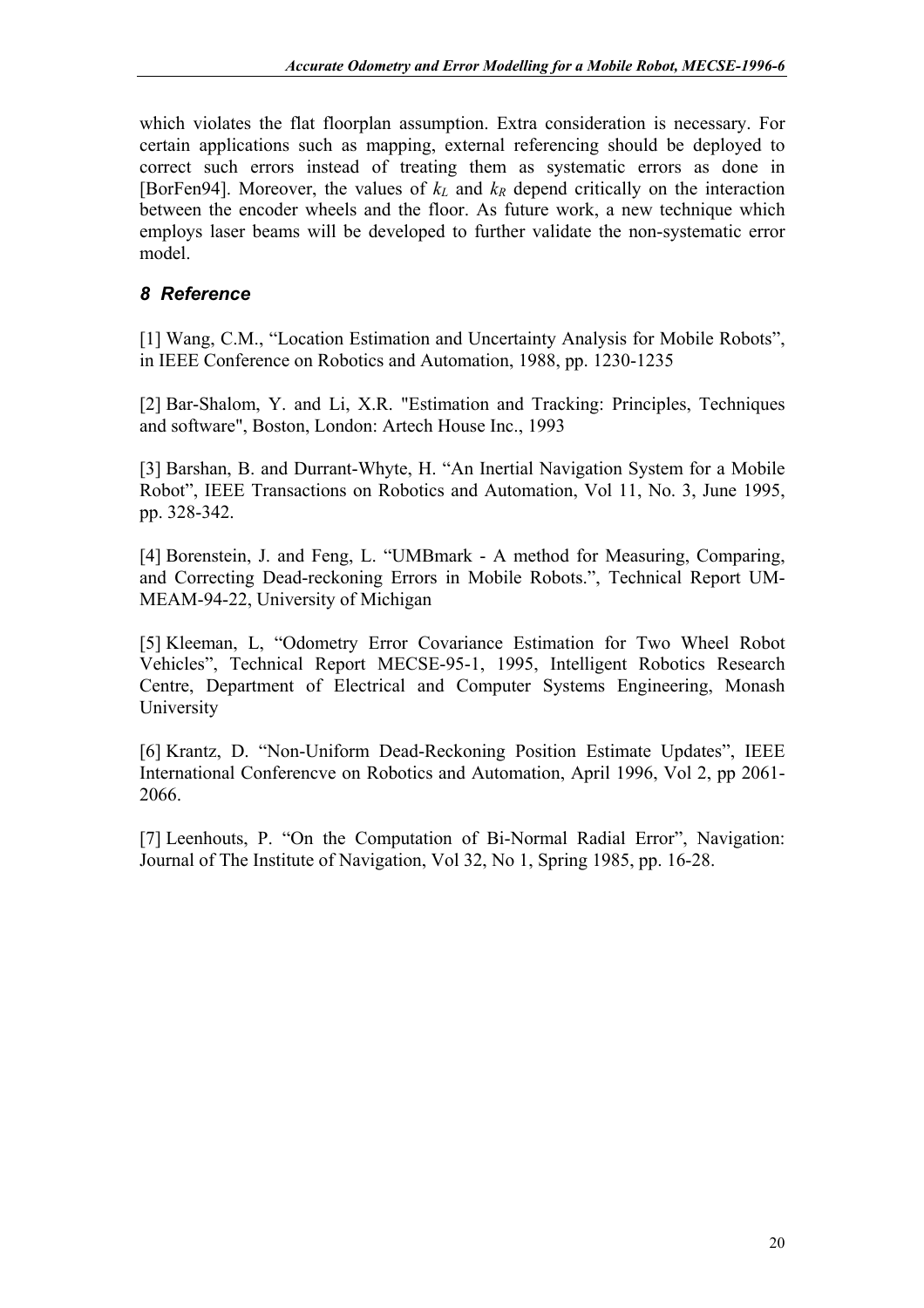which violates the flat floorplan assumption. Extra consideration is necessary. For certain applications such as mapping, external referencing should be deployed to correct such errors instead of treating them as systematic errors as done in [BorFen94]. Moreover, the values of $k_L$ and $k_R$ depend critically on the interaction between the encoder wheels and the floor. As future work, a new technique which employs laser beams will be developed to further validate the non-systematic error model.

## *8 Reference*

[1] Wang, C.M., "Location Estimation and Uncertainty Analysis for Mobile Robots", in IEEE Conference on Robotics and Automation, 1988, pp. 1230-1235

[2] Bar-Shalom, Y. and Li, X.R. "Estimation and Tracking: Principles, Techniques and software", Boston, London: Artech House Inc., 1993

[3] Barshan, B. and Durrant-Whyte, H. "An Inertial Navigation System for a Mobile Robot", IEEE Transactions on Robotics and Automation, Vol 11, No. 3, June 1995, pp. 328-342.

[4] Borenstein, J. and Feng, L. "UMBmark - A method for Measuring, Comparing, and Correcting Dead-reckoning Errors in Mobile Robots.", Technical Report UM-MEAM-94-22, University of Michigan

[5] Kleeman, L, "Odometry Error Covariance Estimation for Two Wheel Robot Vehicles", Technical Report MECSE-95-1, 1995, Intelligent Robotics Research Centre, Department of Electrical and Computer Systems Engineering, Monash University

[6] Krantz, D. "Non-Uniform Dead-Reckoning Position Estimate Updates", IEEE International Conferencve on Robotics and Automation, April 1996, Vol 2, pp 2061-2066.

[7] Leenhouts, P. "On the Computation of Bi-Normal Radial Error", Navigation: Journal of The Institute of Navigation, Vol 32, No 1, Spring 1985, pp. 16-28.